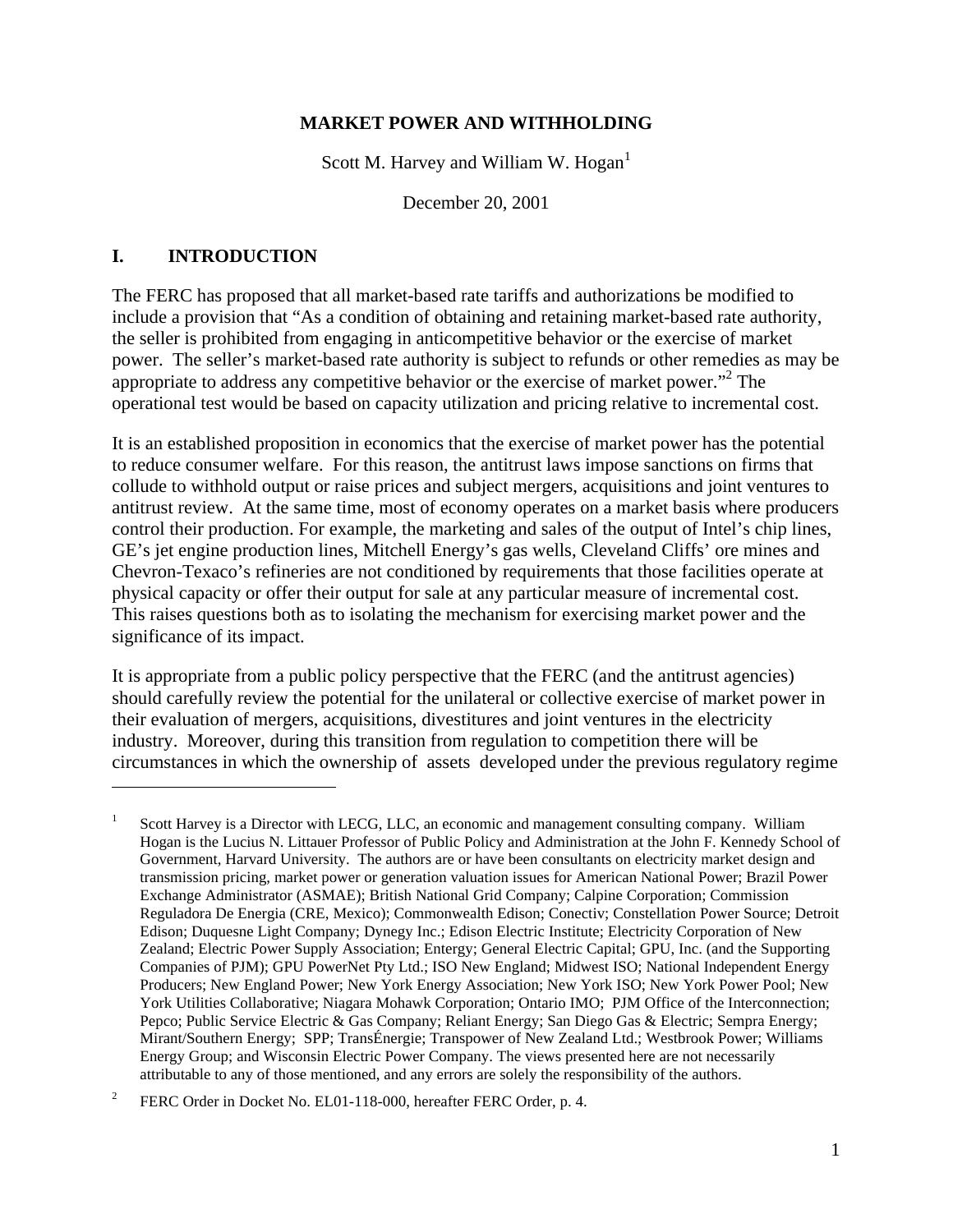# MARKET POWER AND WITHHOLDING

Scott M. Harvey and William W. Hogan[1]

December 20, 2001

## I. INTRODUCTION

The FERC has proposed that all market-based rate tariffs and authorizations be modified to include a provision that "As a condition of obtaining and retaining market-based rate authority, the seller is prohibited from engaging in anticompetitive behavior or the exercise of market power. The seller's market-based rate authority is subject to refunds or other remedies as may be appropriate to address any competitive behavior or the exercise of market power."[2] The operational test would be based on capacity utilization and pricing relative to incremental cost.

It is an established proposition in economics that the exercise of market power has the potential to reduce consumer welfare. For this reason, the antitrust laws impose sanctions on firms that collude to withhold output or raise prices and subject mergers, acquisitions and joint ventures to antitrust review. At the same time, most of economy operates on a market basis where producers control their production. For example, the marketing and sales of the output of Intel's chip lines, GE's jet engine production lines, Mitchell Energy's gas wells, Cleveland Cliffs' ore mines and Chevron-Texaco's refineries are not conditioned by requirements that those facilities operate at physical capacity or offer their output for sale at any particular measure of incremental cost. This raises questions both as to isolating the mechanism for exercising market power and the significance of its impact.

It is appropriate from a public policy perspective that the FERC (and the antitrust agencies) should carefully review the potential for the unilateral or collective exercise of market power in their evaluation of mergers, acquisitions, divestitures and joint ventures in the electricity industry. Moreover, during this transition from regulation to competition there will be circumstances in which the ownership of assets developed under the previous regulatory regime

---

[1] Scott Harvey is a Director with LECG, LLC, an economic and management consulting company. William Hogan is the Lucius N. Littauer Professor of Public Policy and Administration at the John F. Kennedy School of Government, Harvard University. The authors are or have been consultants on electricity market design and transmission pricing, market power or generation valuation issues for American National Power; Brazil Power Exchange Administrator (ASMAE); British National Grid Company; Calpine Corporation; Commission Reguladora De Energia (CRE, Mexico); Commonwealth Edison; Conectiv; Constellation Power Source; Detroit Edison; Duquesne Light Company; Dynegy Inc.; Edison Electric Institute; Electricity Corporation of New Zealand; Electric Power Supply Association; Entergy; General Electric Capital; GPU, Inc. (and the Supporting Companies of PJM); GPU PowerNet Pty Ltd.; ISO New England; Midwest ISO; National Independent Energy Producers; New England Power; New York Energy Association; New York ISO; New York Power Pool; New York Utilities Collaborative; Niagara Mohawk Corporation; Ontario IMO; PJM Office of the Interconnection; Pepco; Public Service Electric & Gas Company; Reliant Energy; San Diego Gas & Electric; Sempra Energy; Mirant/Southern Energy; SPP; TransÉnergie; Transpower of New Zealand Ltd.; Westbrook Power; Williams Energy Group; and Wisconsin Electric Power Company. The views presented here are not necessarily attributable to any of those mentioned, and any errors are solely the responsibility of the authors.

[2] FERC Order in Docket No. EL01-118-000, hereafter FERC Order, p. 4.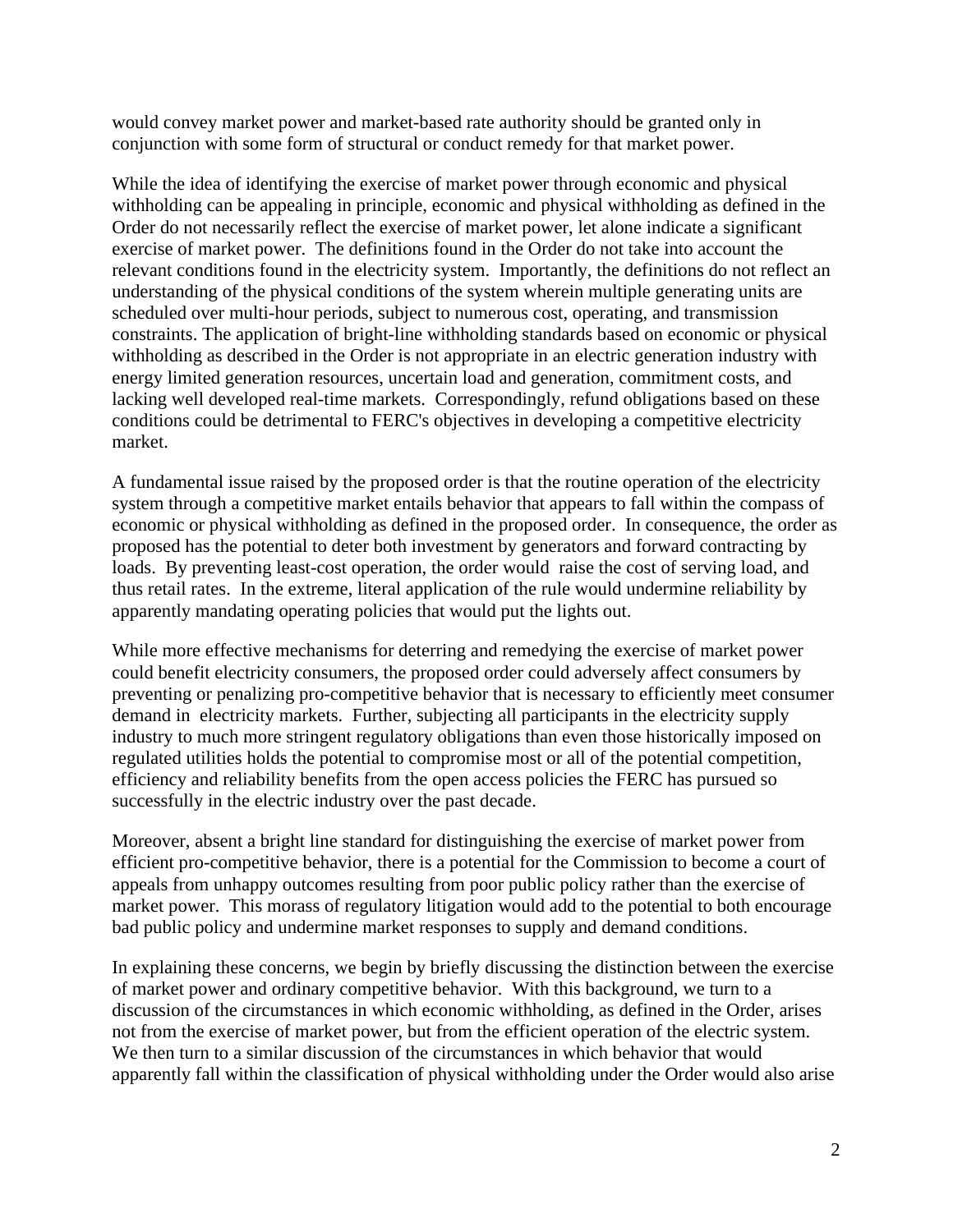would convey market power and market-based rate authority should be granted only in conjunction with some form of structural or conduct remedy for that market power.

While the idea of identifying the exercise of market power through economic and physical withholding can be appealing in principle, economic and physical withholding as defined in the Order do not necessarily reflect the exercise of market power, let alone indicate a significant exercise of market power. The definitions found in the Order do not take into account the relevant conditions found in the electricity system. Importantly, the definitions do not reflect an understanding of the physical conditions of the system wherein multiple generating units are scheduled over multi-hour periods, subject to numerous cost, operating, and transmission constraints. The application of bright-line withholding standards based on economic or physical withholding as described in the Order is not appropriate in an electric generation industry with energy limited generation resources, uncertain load and generation, commitment costs, and lacking well developed real-time markets. Correspondingly, refund obligations based on these conditions could be detrimental to FERC's objectives in developing a competitive electricity market.

A fundamental issue raised by the proposed order is that the routine operation of the electricity system through a competitive market entails behavior that appears to fall within the compass of economic or physical withholding as defined in the proposed order. In consequence, the order as proposed has the potential to deter both investment by generators and forward contracting by loads. By preventing least-cost operation, the order would raise the cost of serving load, and thus retail rates. In the extreme, literal application of the rule would undermine reliability by apparently mandating operating policies that would put the lights out.

While more effective mechanisms for deterring and remedying the exercise of market power could benefit electricity consumers, the proposed order could adversely affect consumers by preventing or penalizing pro-competitive behavior that is necessary to efficiently meet consumer demand in electricity markets. Further, subjecting all participants in the electricity supply industry to much more stringent regulatory obligations than even those historically imposed on regulated utilities holds the potential to compromise most or all of the potential competition, efficiency and reliability benefits from the open access policies the FERC has pursued so successfully in the electric industry over the past decade.

Moreover, absent a bright line standard for distinguishing the exercise of market power from efficient pro-competitive behavior, there is a potential for the Commission to become a court of appeals from unhappy outcomes resulting from poor public policy rather than the exercise of market power. This morass of regulatory litigation would add to the potential to both encourage bad public policy and undermine market responses to supply and demand conditions.

In explaining these concerns, we begin by briefly discussing the distinction between the exercise of market power and ordinary competitive behavior. With this background, we turn to a discussion of the circumstances in which economic withholding, as defined in the Order, arises not from the exercise of market power, but from the efficient operation of the electric system. We then turn to a similar discussion of the circumstances in which behavior that would apparently fall within the classification of physical withholding under the Order would also arise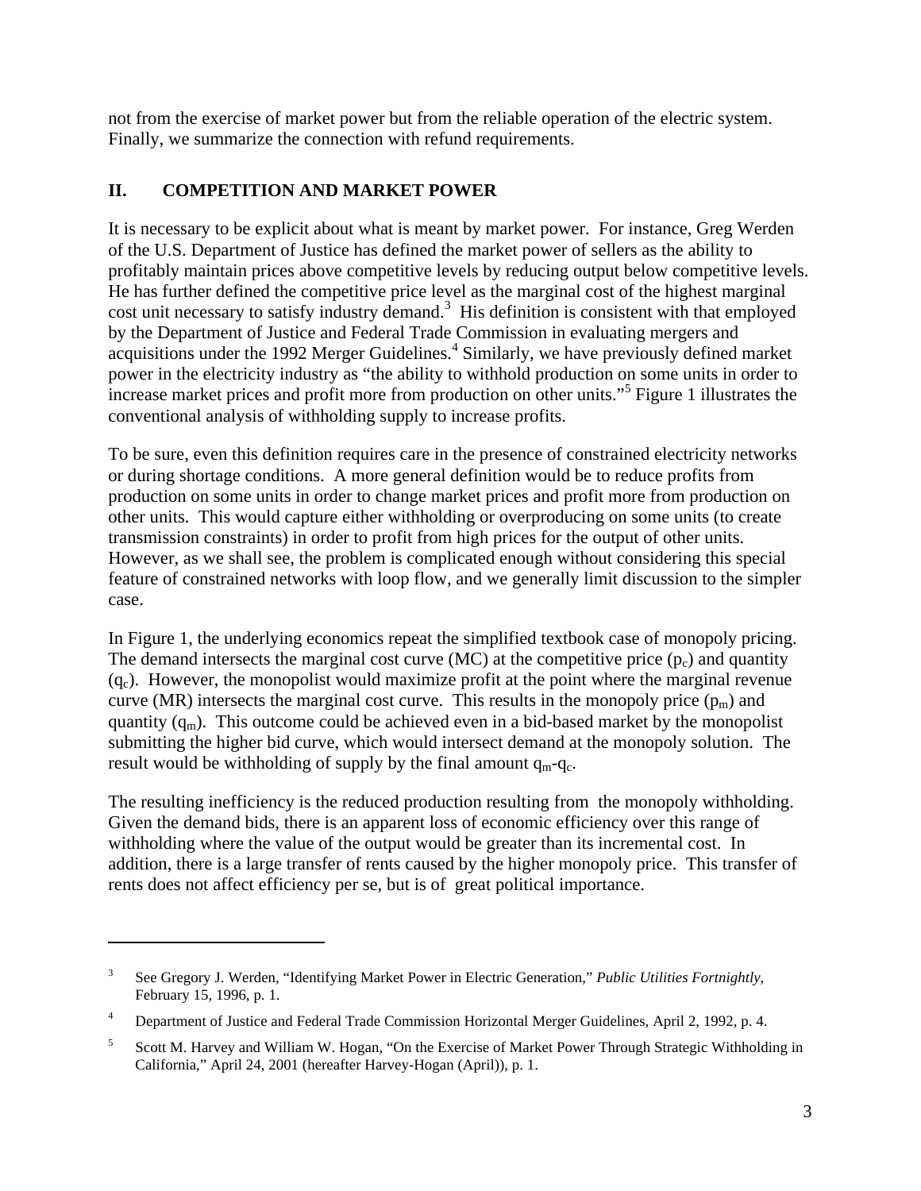not from the exercise of market power but from the reliable operation of the electric system. Finally, we summarize the connection with refund requirements.

## II. COMPETITION AND MARKET POWER

It is necessary to be explicit about what is meant by market power. For instance, Greg Werden of the U.S. Department of Justice has defined the market power of sellers as the ability to profitably maintain prices above competitive levels by reducing output below competitive levels. He has further defined the competitive price level as the marginal cost of the highest marginal cost unit necessary to satisfy industry demand.[3] His definition is consistent with that employed by the Department of Justice and Federal Trade Commission in evaluating mergers and acquisitions under the 1992 Merger Guidelines.[4] Similarly, we have previously defined market power in the electricity industry as "the ability to withhold production on some units in order to increase market prices and profit more from production on other units."[5] Figure 1 illustrates the conventional analysis of withholding supply to increase profits.

To be sure, even this definition requires care in the presence of constrained electricity networks or during shortage conditions. A more general definition would be to reduce profits from production on some units in order to change market prices and profit more from production on other units. This would capture either withholding or overproducing on some units (to create transmission constraints) in order to profit from high prices for the output of other units. However, as we shall see, the problem is complicated enough without considering this special feature of constrained networks with loop flow, and we generally limit discussion to the simpler case.

In Figure 1, the underlying economics repeat the simplified textbook case of monopoly pricing. The demand intersects the marginal cost curve (MC) at the competitive price ($p_c$) and quantity ($q_c$). However, the monopolist would maximize profit at the point where the marginal revenue curve (MR) intersects the marginal cost curve. This results in the monopoly price ($p_m$) and quantity ($q_m$). This outcome could be achieved even in a bid-based market by the monopolist submitting the higher bid curve, which would intersect demand at the monopoly solution. The result would be withholding of supply by the final amount $q_m$-$q_c$.

The resulting inefficiency is the reduced production resulting from the monopoly withholding. Given the demand bids, there is an apparent loss of economic efficiency over this range of withholding where the value of the output would be greater than its incremental cost. In addition, there is a large transfer of rents caused by the higher monopoly price. This transfer of rents does not affect efficiency per se, but is of great political importance.

---

[3] See Gregory J. Werden, "Identifying Market Power in Electric Generation," *Public Utilities Fortnightly*, February 15, 1996, p. 1.

[4] Department of Justice and Federal Trade Commission Horizontal Merger Guidelines, April 2, 1992, p. 4.

[5] Scott M. Harvey and William W. Hogan, "On the Exercise of Market Power Through Strategic Withholding in California," April 24, 2001 (hereafter Harvey-Hogan (April)), p. 1.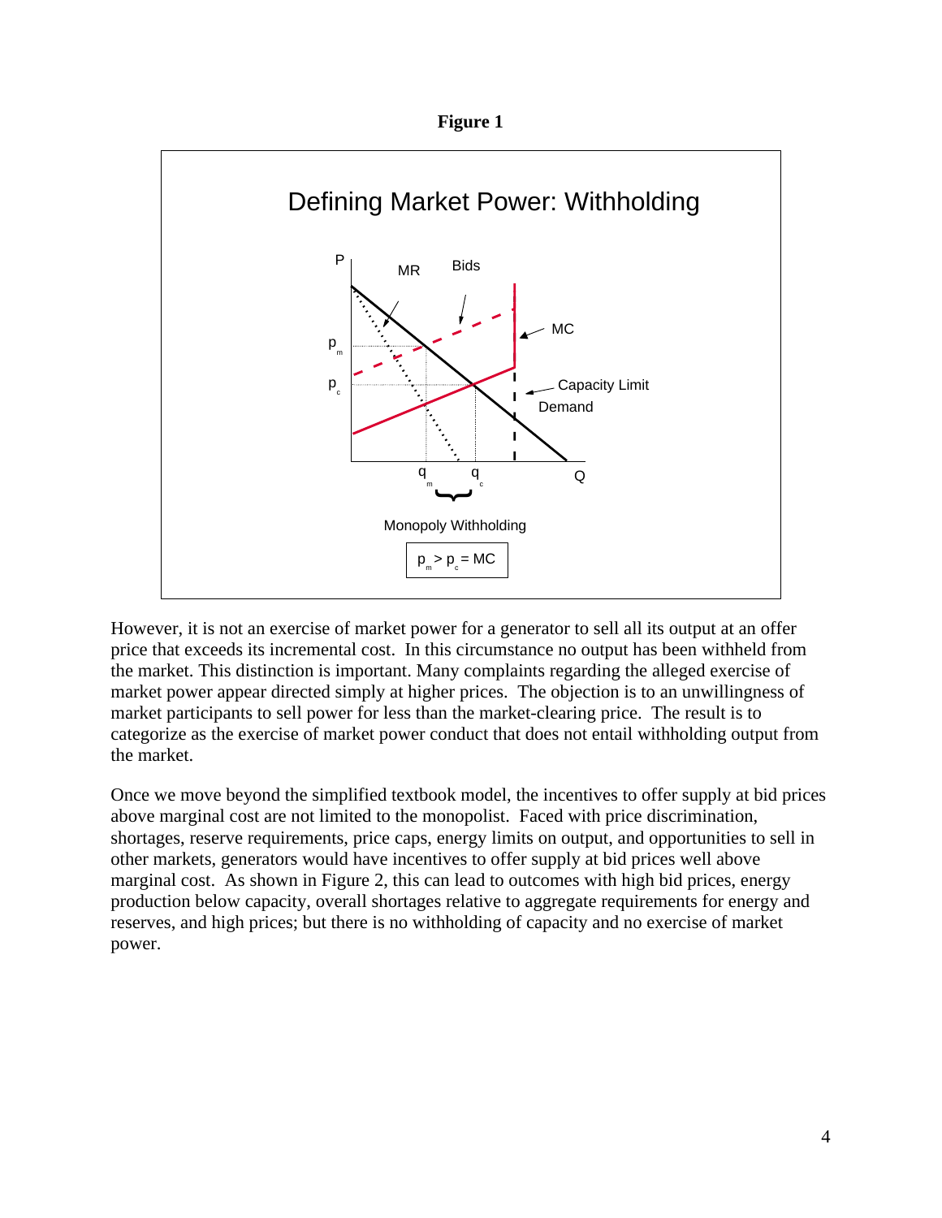**Figure 1**

Defining Market Power: Withholding

P

MR

Bids

MC

$p_m$

$p_c$

Capacity Limit

Demand

$q_m$ $q_c$

Q

Monopoly Withholding

$p_m > p_c = MC$

However, it is not an exercise of market power for a generator to sell all its output at an offer price that exceeds its incremental cost. In this circumstance no output has been withheld from the market. This distinction is important. Many complaints regarding the alleged exercise of market power appear directed simply at higher prices. The objection is to an unwillingness of market participants to sell power for less than the market-clearing price. The result is to categorize as the exercise of market power conduct that does not entail withholding output from the market.

Once we move beyond the simplified textbook model, the incentives to offer supply at bid prices above marginal cost are not limited to the monopolist. Faced with price discrimination, shortages, reserve requirements, price caps, energy limits on output, and opportunities to sell in other markets, generators would have incentives to offer supply at bid prices well above marginal cost. As shown in Figure 2, this can lead to outcomes with high bid prices, energy production below capacity, overall shortages relative to aggregate requirements for energy and reserves, and high prices; but there is no withholding of capacity and no exercise of market power.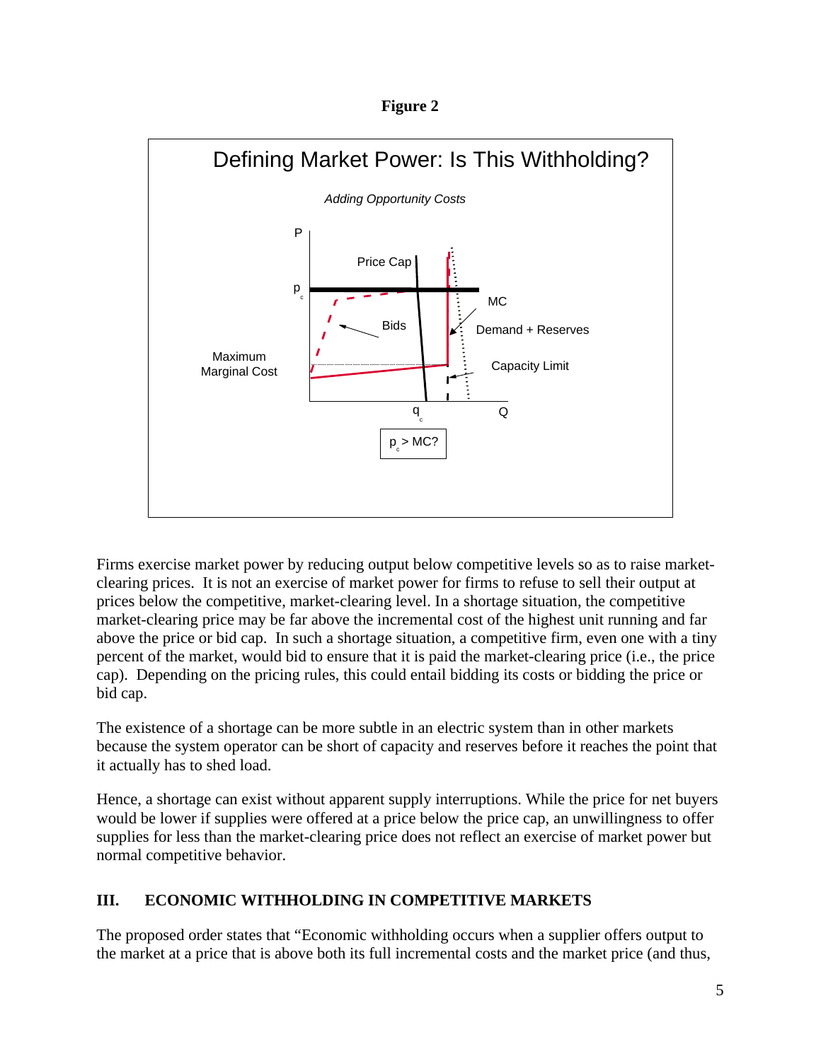**Figure 2**

Firms exercise market power by reducing output below competitive levels so as to raise market-clearing prices. It is not an exercise of market power for firms to refuse to sell their output at prices below the competitive, market-clearing level. In a shortage situation, the competitive market-clearing price may be far above the incremental cost of the highest unit running and far above the price or bid cap. In such a shortage situation, a competitive firm, even one with a tiny percent of the market, would bid to ensure that it is paid the market-clearing price (i.e., the price cap). Depending on the pricing rules, this could entail bidding its costs or bidding the price or bid cap.

The existence of a shortage can be more subtle in an electric system than in other markets because the system operator can be short of capacity and reserves before it reaches the point that it actually has to shed load.

Hence, a shortage can exist without apparent supply interruptions. While the price for net buyers would be lower if supplies were offered at a price below the price cap, an unwillingness to offer supplies for less than the market-clearing price does not reflect an exercise of market power but normal competitive behavior.

## III. ECONOMIC WITHHOLDING IN COMPETITIVE MARKETS

The proposed order states that "Economic withholding occurs when a supplier offers output to the market at a price that is above both its full incremental costs and the market price (and thus,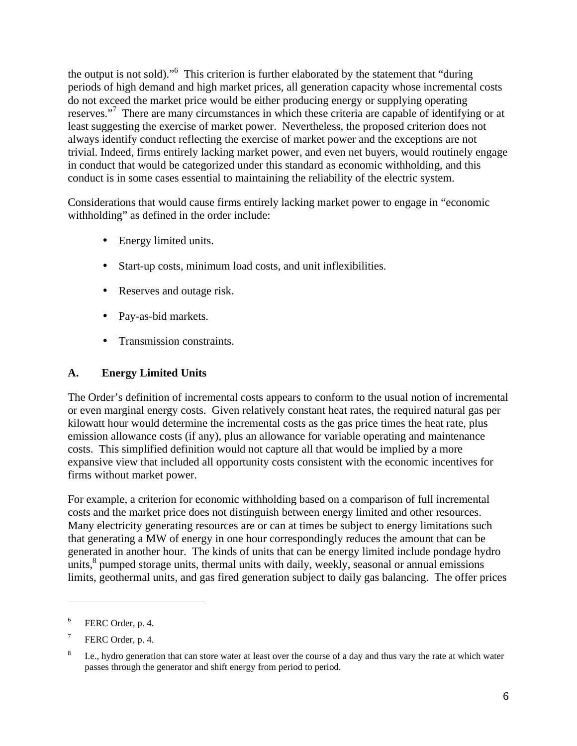the output is not sold)."[6] This criterion is further elaborated by the statement that "during periods of high demand and high market prices, all generation capacity whose incremental costs do not exceed the market price would be either producing energy or supplying operating reserves."[7] There are many circumstances in which these criteria are capable of identifying or at least suggesting the exercise of market power. Nevertheless, the proposed criterion does not always identify conduct reflecting the exercise of market power and the exceptions are not trivial. Indeed, firms entirely lacking market power, and even net buyers, would routinely engage in conduct that would be categorized under this standard as economic withholding, and this conduct is in some cases essential to maintaining the reliability of the electric system.

Considerations that would cause firms entirely lacking market power to engage in "economic withholding" as defined in the order include:

- Energy limited units.
- Start-up costs, minimum load costs, and unit inflexibilities.
- Reserves and outage risk.
- Pay-as-bid markets.
- Transmission constraints.

### A. Energy Limited Units

The Order's definition of incremental costs appears to conform to the usual notion of incremental or even marginal energy costs. Given relatively constant heat rates, the required natural gas per kilowatt hour would determine the incremental costs as the gas price times the heat rate, plus emission allowance costs (if any), plus an allowance for variable operating and maintenance costs. This simplified definition would not capture all that would be implied by a more expansive view that included all opportunity costs consistent with the economic incentives for firms without market power.

For example, a criterion for economic withholding based on a comparison of full incremental costs and the market price does not distinguish between energy limited and other resources. Many electricity generating resources are or can at times be subject to energy limitations such that generating a MW of energy in one hour correspondingly reduces the amount that can be generated in another hour. The kinds of units that can be energy limited include pondage hydro units,[8] pumped storage units, thermal units with daily, weekly, seasonal or annual emissions limits, geothermal units, and gas fired generation subject to daily gas balancing. The offer prices

---

[6] FERC Order, p. 4.

[7] FERC Order, p. 4.

[8] I.e., hydro generation that can store water at least over the course of a day and thus vary the rate at which water passes through the generator and shift energy from period to period.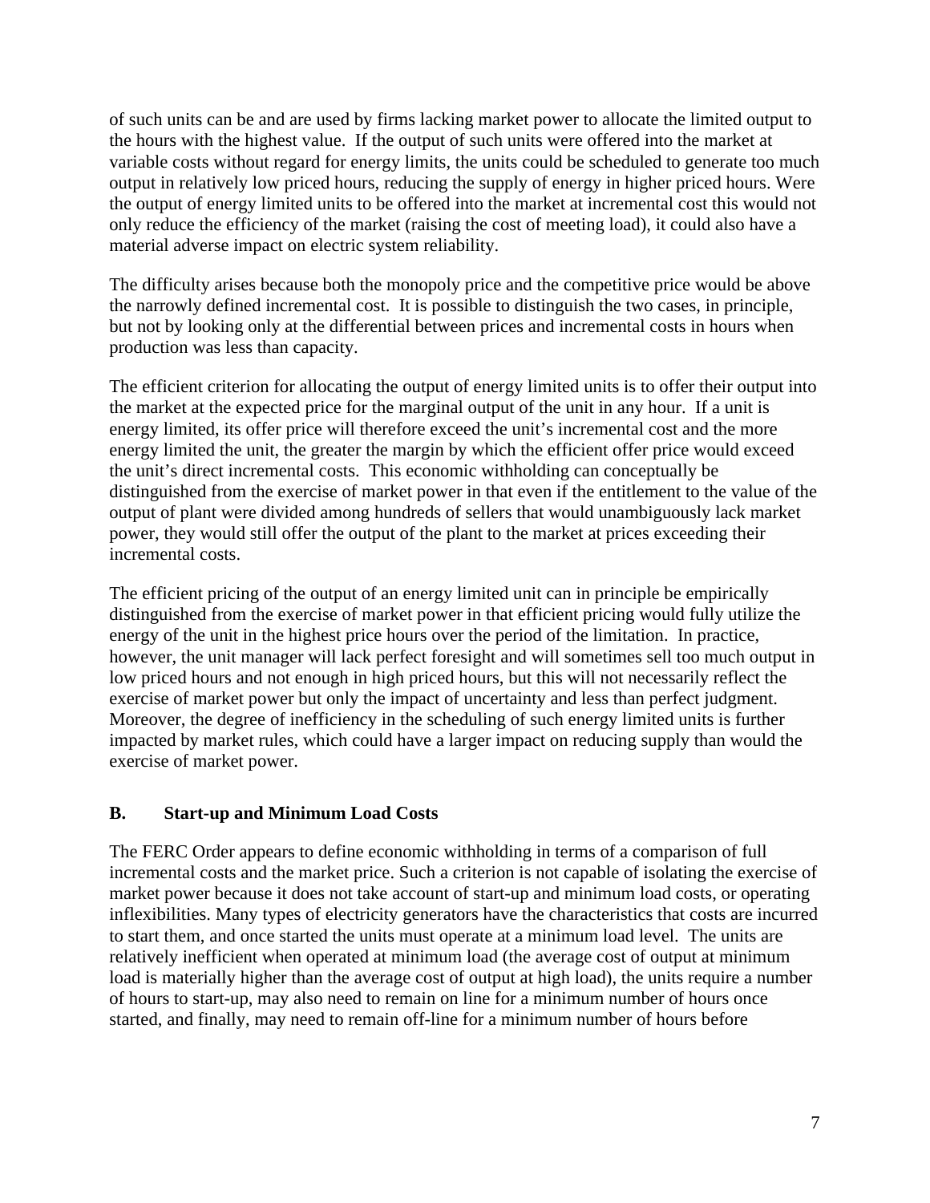of such units can be and are used by firms lacking market power to allocate the limited output to the hours with the highest value. If the output of such units were offered into the market at variable costs without regard for energy limits, the units could be scheduled to generate too much output in relatively low priced hours, reducing the supply of energy in higher priced hours. Were the output of energy limited units to be offered into the market at incremental cost this would not only reduce the efficiency of the market (raising the cost of meeting load), it could also have a material adverse impact on electric system reliability.

The difficulty arises because both the monopoly price and the competitive price would be above the narrowly defined incremental cost. It is possible to distinguish the two cases, in principle, but not by looking only at the differential between prices and incremental costs in hours when production was less than capacity.

The efficient criterion for allocating the output of energy limited units is to offer their output into the market at the expected price for the marginal output of the unit in any hour. If a unit is energy limited, its offer price will therefore exceed the unit's incremental cost and the more energy limited the unit, the greater the margin by which the efficient offer price would exceed the unit's direct incremental costs. This economic withholding can conceptually be distinguished from the exercise of market power in that even if the entitlement to the value of the output of plant were divided among hundreds of sellers that would unambiguously lack market power, they would still offer the output of the plant to the market at prices exceeding their incremental costs.

The efficient pricing of the output of an energy limited unit can in principle be empirically distinguished from the exercise of market power in that efficient pricing would fully utilize the energy of the unit in the highest price hours over the period of the limitation. In practice, however, the unit manager will lack perfect foresight and will sometimes sell too much output in low priced hours and not enough in high priced hours, but this will not necessarily reflect the exercise of market power but only the impact of uncertainty and less than perfect judgment. Moreover, the degree of inefficiency in the scheduling of such energy limited units is further impacted by market rules, which could have a larger impact on reducing supply than would the exercise of market power.

### B. Start-up and Minimum Load Costs

The FERC Order appears to define economic withholding in terms of a comparison of full incremental costs and the market price. Such a criterion is not capable of isolating the exercise of market power because it does not take account of start-up and minimum load costs, or operating inflexibilities. Many types of electricity generators have the characteristics that costs are incurred to start them, and once started the units must operate at a minimum load level. The units are relatively inefficient when operated at minimum load (the average cost of output at minimum load is materially higher than the average cost of output at high load), the units require a number of hours to start-up, may also need to remain on line for a minimum number of hours once started, and finally, may need to remain off-line for a minimum number of hours before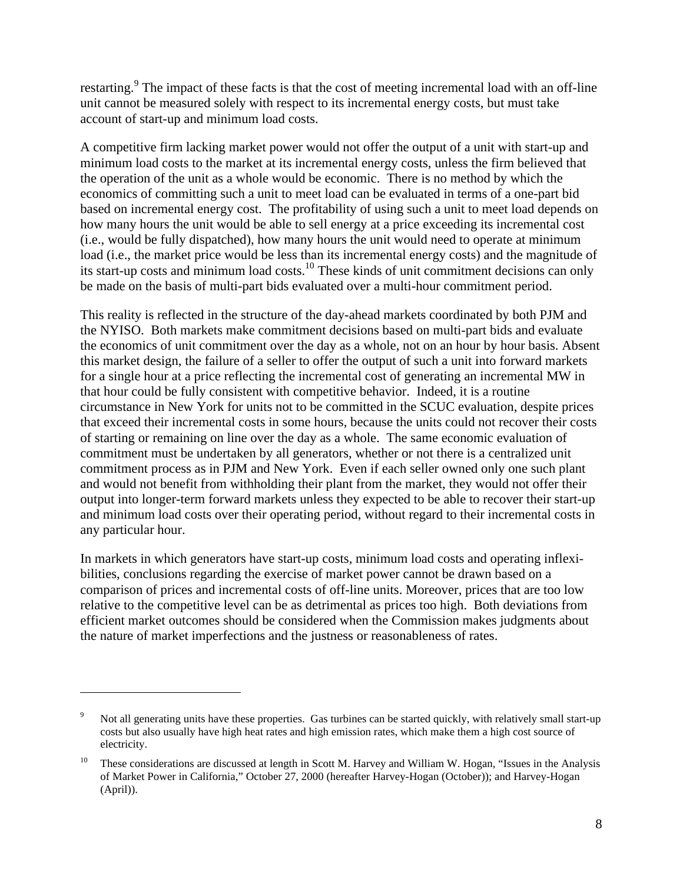restarting.[9] The impact of these facts is that the cost of meeting incremental load with an off-line unit cannot be measured solely with respect to its incremental energy costs, but must take account of start-up and minimum load costs.

A competitive firm lacking market power would not offer the output of a unit with start-up and minimum load costs to the market at its incremental energy costs, unless the firm believed that the operation of the unit as a whole would be economic. There is no method by which the economics of committing such a unit to meet load can be evaluated in terms of a one-part bid based on incremental energy cost. The profitability of using such a unit to meet load depends on how many hours the unit would be able to sell energy at a price exceeding its incremental cost (i.e., would be fully dispatched), how many hours the unit would need to operate at minimum load (i.e., the market price would be less than its incremental energy costs) and the magnitude of its start-up costs and minimum load costs.[10] These kinds of unit commitment decisions can only be made on the basis of multi-part bids evaluated over a multi-hour commitment period.

This reality is reflected in the structure of the day-ahead markets coordinated by both PJM and the NYISO. Both markets make commitment decisions based on multi-part bids and evaluate the economics of unit commitment over the day as a whole, not on an hour by hour basis. Absent this market design, the failure of a seller to offer the output of such a unit into forward markets for a single hour at a price reflecting the incremental cost of generating an incremental MW in that hour could be fully consistent with competitive behavior. Indeed, it is a routine circumstance in New York for units not to be committed in the SCUC evaluation, despite prices that exceed their incremental costs in some hours, because the units could not recover their costs of starting or remaining on line over the day as a whole. The same economic evaluation of commitment must be undertaken by all generators, whether or not there is a centralized unit commitment process as in PJM and New York. Even if each seller owned only one such plant and would not benefit from withholding their plant from the market, they would not offer their output into longer-term forward markets unless they expected to be able to recover their start-up and minimum load costs over their operating period, without regard to their incremental costs in any particular hour.

In markets in which generators have start-up costs, minimum load costs and operating inflexibilities, conclusions regarding the exercise of market power cannot be drawn based on a comparison of prices and incremental costs of off-line units. Moreover, prices that are too low relative to the competitive level can be as detrimental as prices too high. Both deviations from efficient market outcomes should be considered when the Commission makes judgments about the nature of market imperfections and the justness or reasonableness of rates.

---

[9] Not all generating units have these properties. Gas turbines can be started quickly, with relatively small start-up costs but also usually have high heat rates and high emission rates, which make them a high cost source of electricity.

[10] These considerations are discussed at length in Scott M. Harvey and William W. Hogan, "Issues in the Analysis of Market Power in California," October 27, 2000 (hereafter Harvey-Hogan (October)); and Harvey-Hogan (April)).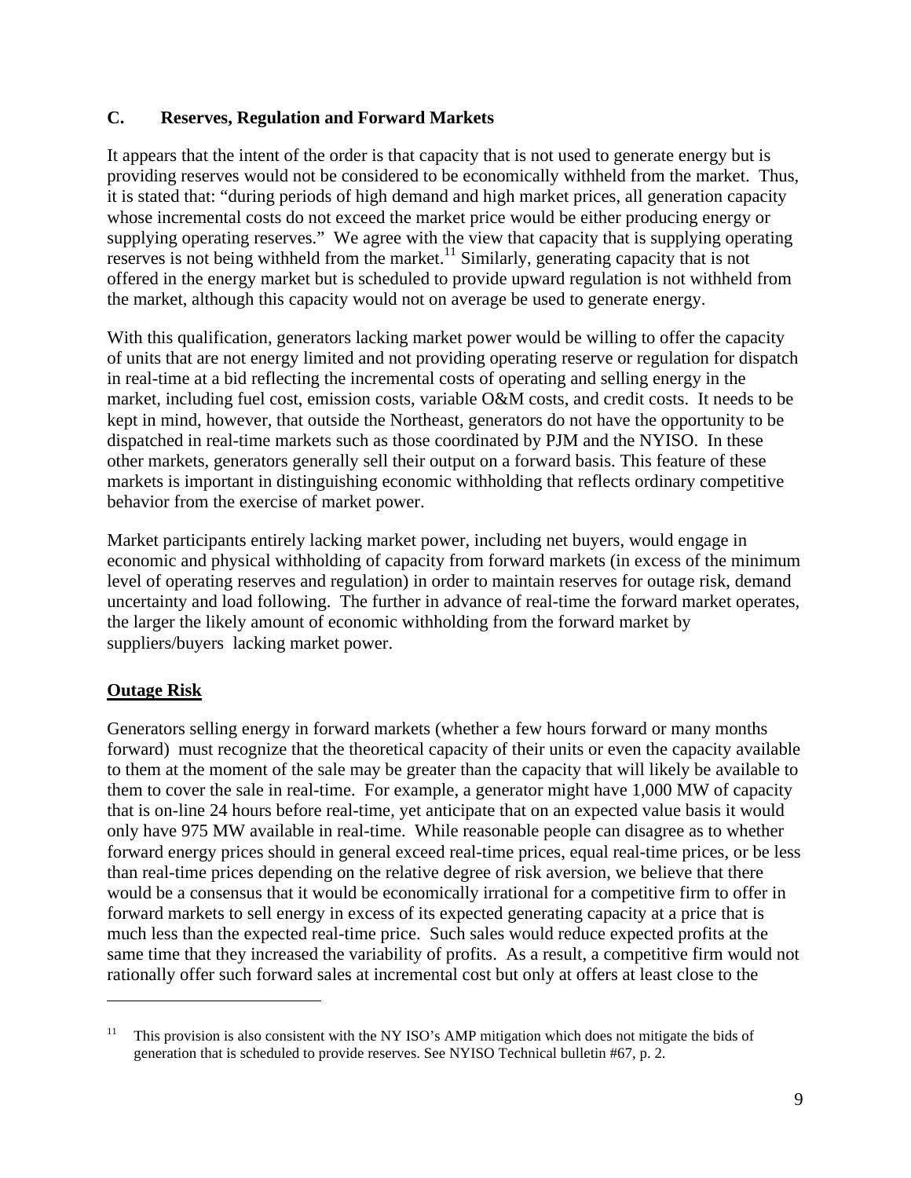## C. Reserves, Regulation and Forward Markets

It appears that the intent of the order is that capacity that is not used to generate energy but is providing reserves would not be considered to be economically withheld from the market. Thus, it is stated that: "during periods of high demand and high market prices, all generation capacity whose incremental costs do not exceed the market price would be either producing energy or supplying operating reserves." We agree with the view that capacity that is supplying operating reserves is not being withheld from the market.[11] Similarly, generating capacity that is not offered in the energy market but is scheduled to provide upward regulation is not withheld from the market, although this capacity would not on average be used to generate energy.

With this qualification, generators lacking market power would be willing to offer the capacity of units that are not energy limited and not providing operating reserve or regulation for dispatch in real-time at a bid reflecting the incremental costs of operating and selling energy in the market, including fuel cost, emission costs, variable O&M costs, and credit costs. It needs to be kept in mind, however, that outside the Northeast, generators do not have the opportunity to be dispatched in real-time markets such as those coordinated by PJM and the NYISO. In these other markets, generators generally sell their output on a forward basis. This feature of these markets is important in distinguishing economic withholding that reflects ordinary competitive behavior from the exercise of market power.

Market participants entirely lacking market power, including net buyers, would engage in economic and physical withholding of capacity from forward markets (in excess of the minimum level of operating reserves and regulation) in order to maintain reserves for outage risk, demand uncertainty and load following. The further in advance of real-time the forward market operates, the larger the likely amount of economic withholding from the forward market by suppliers/buyers lacking market power.

**Outage Risk**

Generators selling energy in forward markets (whether a few hours forward or many months forward) must recognize that the theoretical capacity of their units or even the capacity available to them at the moment of the sale may be greater than the capacity that will likely be available to them to cover the sale in real-time. For example, a generator might have 1,000 MW of capacity that is on-line 24 hours before real-time, yet anticipate that on an expected value basis it would only have 975 MW available in real-time. While reasonable people can disagree as to whether forward energy prices should in general exceed real-time prices, equal real-time prices, or be less than real-time prices depending on the relative degree of risk aversion, we believe that there would be a consensus that it would be economically irrational for a competitive firm to offer in forward markets to sell energy in excess of its expected generating capacity at a price that is much less than the expected real-time price. Such sales would reduce expected profits at the same time that they increased the variability of profits. As a result, a competitive firm would not rationally offer such forward sales at incremental cost but only at offers at least close to the

[11] This provision is also consistent with the NY ISO's AMP mitigation which does not mitigate the bids of generation that is scheduled to provide reserves. See NYISO Technical bulletin #67, p. 2.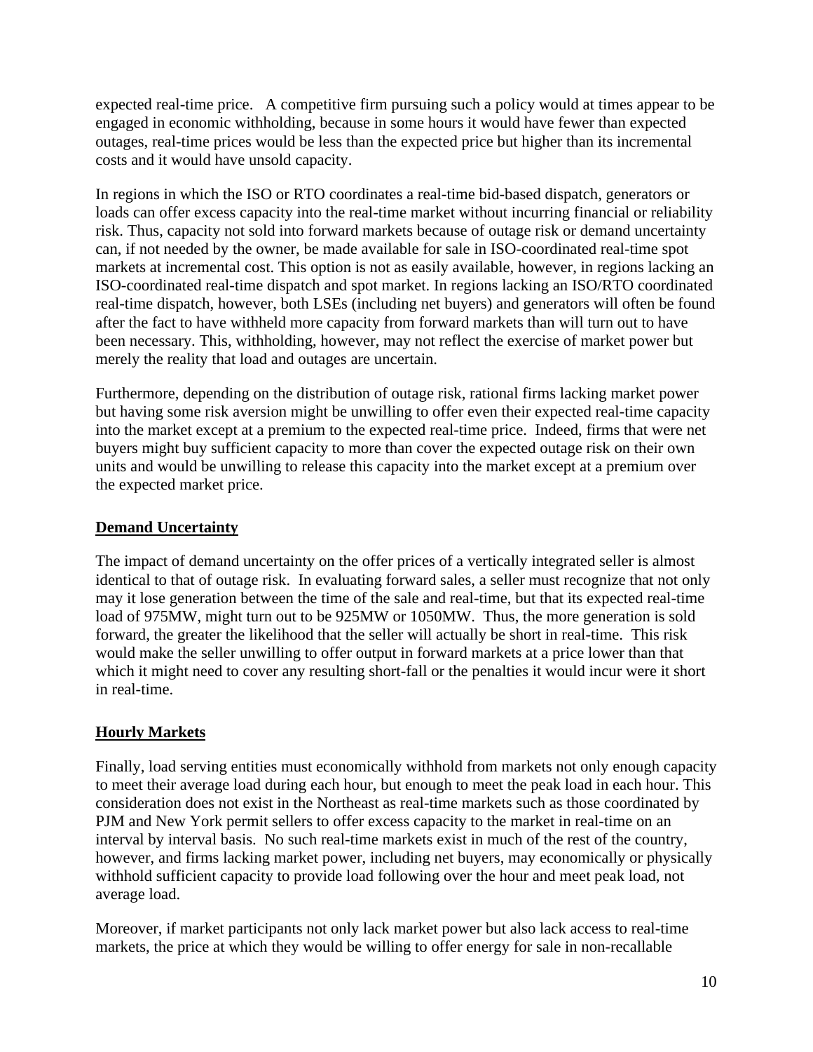expected real-time price. A competitive firm pursuing such a policy would at times appear to be engaged in economic withholding, because in some hours it would have fewer than expected outages, real-time prices would be less than the expected price but higher than its incremental costs and it would have unsold capacity.

In regions in which the ISO or RTO coordinates a real-time bid-based dispatch, generators or loads can offer excess capacity into the real-time market without incurring financial or reliability risk. Thus, capacity not sold into forward markets because of outage risk or demand uncertainty can, if not needed by the owner, be made available for sale in ISO-coordinated real-time spot markets at incremental cost. This option is not as easily available, however, in regions lacking an ISO-coordinated real-time dispatch and spot market. In regions lacking an ISO/RTO coordinated real-time dispatch, however, both LSEs (including net buyers) and generators will often be found after the fact to have withheld more capacity from forward markets than will turn out to have been necessary. This, withholding, however, may not reflect the exercise of market power but merely the reality that load and outages are uncertain.

Furthermore, depending on the distribution of outage risk, rational firms lacking market power but having some risk aversion might be unwilling to offer even their expected real-time capacity into the market except at a premium to the expected real-time price. Indeed, firms that were net buyers might buy sufficient capacity to more than cover the expected outage risk on their own units and would be unwilling to release this capacity into the market except at a premium over the expected market price.

**Demand Uncertainty**

The impact of demand uncertainty on the offer prices of a vertically integrated seller is almost identical to that of outage risk. In evaluating forward sales, a seller must recognize that not only may it lose generation between the time of the sale and real-time, but that its expected real-time load of 975MW, might turn out to be 925MW or 1050MW. Thus, the more generation is sold forward, the greater the likelihood that the seller will actually be short in real-time. This risk would make the seller unwilling to offer output in forward markets at a price lower than that which it might need to cover any resulting short-fall or the penalties it would incur were it short in real-time.

**Hourly Markets**

Finally, load serving entities must economically withhold from markets not only enough capacity to meet their average load during each hour, but enough to meet the peak load in each hour. This consideration does not exist in the Northeast as real-time markets such as those coordinated by PJM and New York permit sellers to offer excess capacity to the market in real-time on an interval by interval basis. No such real-time markets exist in much of the rest of the country, however, and firms lacking market power, including net buyers, may economically or physically withhold sufficient capacity to provide load following over the hour and meet peak load, not average load.

Moreover, if market participants not only lack market power but also lack access to real-time markets, the price at which they would be willing to offer energy for sale in non-recallable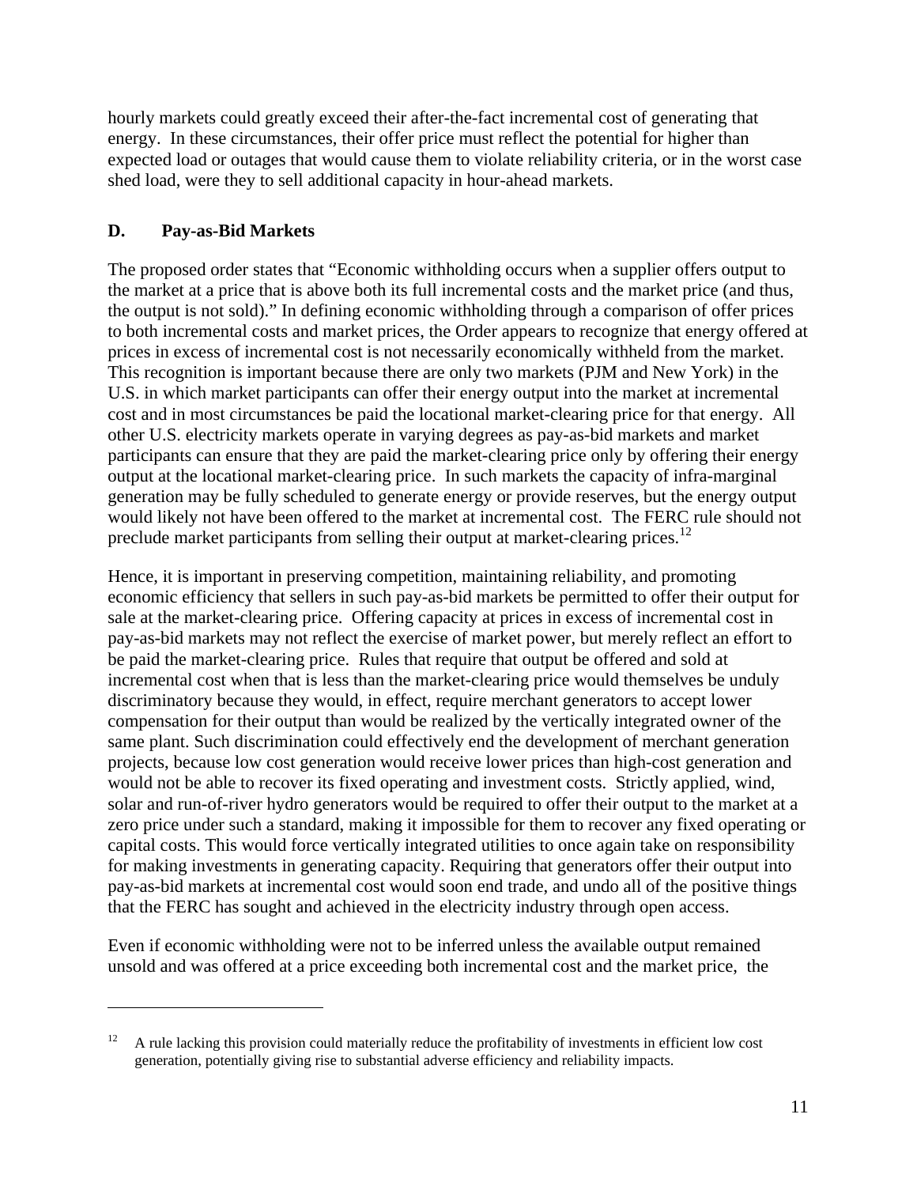hourly markets could greatly exceed their after-the-fact incremental cost of generating that energy. In these circumstances, their offer price must reflect the potential for higher than expected load or outages that would cause them to violate reliability criteria, or in the worst case shed load, were they to sell additional capacity in hour-ahead markets.

### D. Pay-as-Bid Markets

The proposed order states that "Economic withholding occurs when a supplier offers output to the market at a price that is above both its full incremental costs and the market price (and thus, the output is not sold)." In defining economic withholding through a comparison of offer prices to both incremental costs and market prices, the Order appears to recognize that energy offered at prices in excess of incremental cost is not necessarily economically withheld from the market. This recognition is important because there are only two markets (PJM and New York) in the U.S. in which market participants can offer their energy output into the market at incremental cost and in most circumstances be paid the locational market-clearing price for that energy. All other U.S. electricity markets operate in varying degrees as pay-as-bid markets and market participants can ensure that they are paid the market-clearing price only by offering their energy output at the locational market-clearing price. In such markets the capacity of infra-marginal generation may be fully scheduled to generate energy or provide reserves, but the energy output would likely not have been offered to the market at incremental cost. The FERC rule should not preclude market participants from selling their output at market-clearing prices.[12]

Hence, it is important in preserving competition, maintaining reliability, and promoting economic efficiency that sellers in such pay-as-bid markets be permitted to offer their output for sale at the market-clearing price. Offering capacity at prices in excess of incremental cost in pay-as-bid markets may not reflect the exercise of market power, but merely reflect an effort to be paid the market-clearing price. Rules that require that output be offered and sold at incremental cost when that is less than the market-clearing price would themselves be unduly discriminatory because they would, in effect, require merchant generators to accept lower compensation for their output than would be realized by the vertically integrated owner of the same plant. Such discrimination could effectively end the development of merchant generation projects, because low cost generation would receive lower prices than high-cost generation and would not be able to recover its fixed operating and investment costs. Strictly applied, wind, solar and run-of-river hydro generators would be required to offer their output to the market at a zero price under such a standard, making it impossible for them to recover any fixed operating or capital costs. This would force vertically integrated utilities to once again take on responsibility for making investments in generating capacity. Requiring that generators offer their output into pay-as-bid markets at incremental cost would soon end trade, and undo all of the positive things that the FERC has sought and achieved in the electricity industry through open access.

Even if economic withholding were not to be inferred unless the available output remained unsold and was offered at a price exceeding both incremental cost and the market price, the

[12] A rule lacking this provision could materially reduce the profitability of investments in efficient low cost generation, potentially giving rise to substantial adverse efficiency and reliability impacts.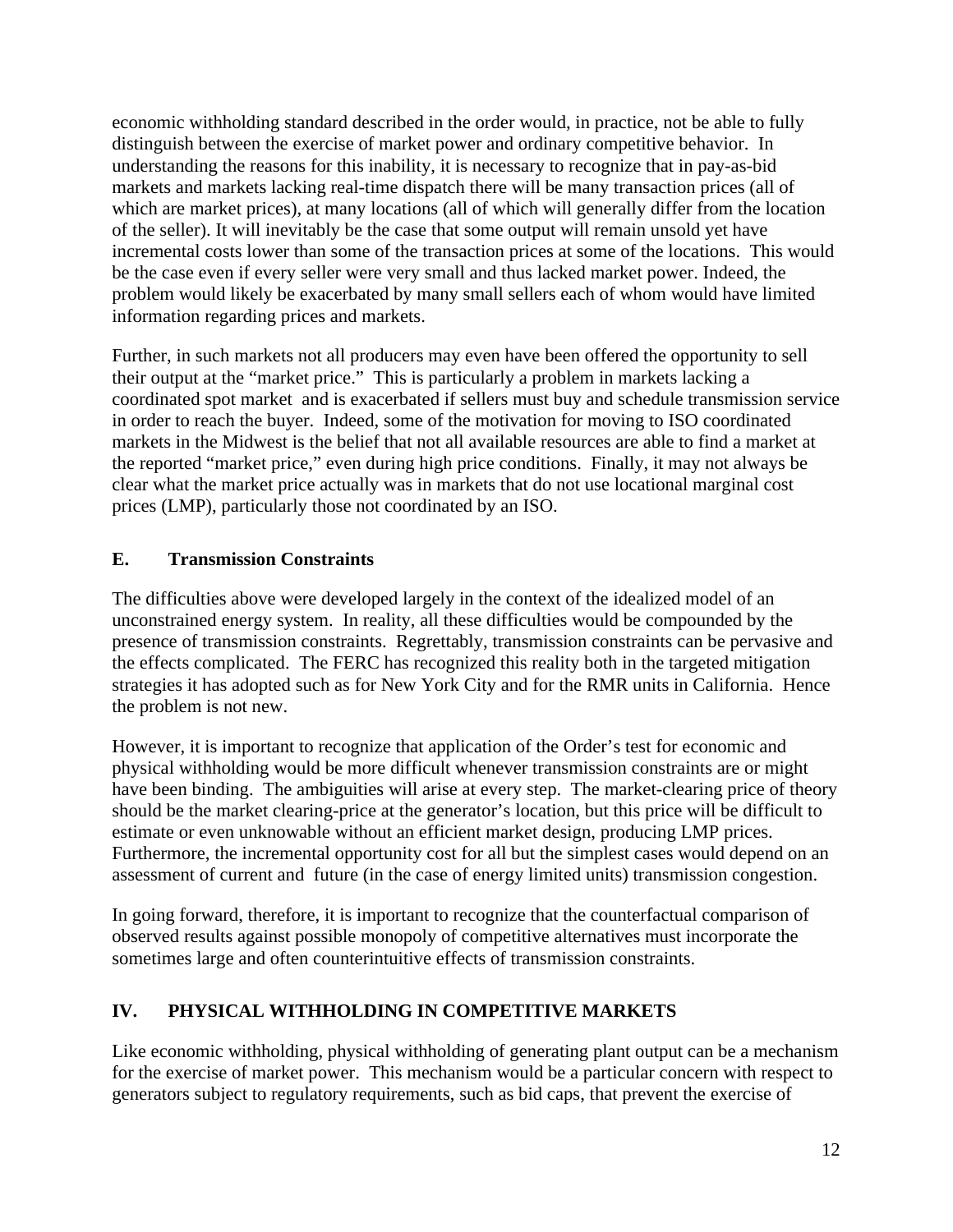economic withholding standard described in the order would, in practice, not be able to fully distinguish between the exercise of market power and ordinary competitive behavior. In understanding the reasons for this inability, it is necessary to recognize that in pay-as-bid markets and markets lacking real-time dispatch there will be many transaction prices (all of which are market prices), at many locations (all of which will generally differ from the location of the seller). It will inevitably be the case that some output will remain unsold yet have incremental costs lower than some of the transaction prices at some of the locations. This would be the case even if every seller were very small and thus lacked market power. Indeed, the problem would likely be exacerbated by many small sellers each of whom would have limited information regarding prices and markets.

Further, in such markets not all producers may even have been offered the opportunity to sell their output at the "market price." This is particularly a problem in markets lacking a coordinated spot market and is exacerbated if sellers must buy and schedule transmission service in order to reach the buyer. Indeed, some of the motivation for moving to ISO coordinated markets in the Midwest is the belief that not all available resources are able to find a market at the reported "market price," even during high price conditions. Finally, it may not always be clear what the market price actually was in markets that do not use locational marginal cost prices (LMP), particularly those not coordinated by an ISO.

### E. Transmission Constraints

The difficulties above were developed largely in the context of the idealized model of an unconstrained energy system. In reality, all these difficulties would be compounded by the presence of transmission constraints. Regrettably, transmission constraints can be pervasive and the effects complicated. The FERC has recognized this reality both in the targeted mitigation strategies it has adopted such as for New York City and for the RMR units in California. Hence the problem is not new.

However, it is important to recognize that application of the Order's test for economic and physical withholding would be more difficult whenever transmission constraints are or might have been binding. The ambiguities will arise at every step. The market-clearing price of theory should be the market clearing-price at the generator's location, but this price will be difficult to estimate or even unknowable without an efficient market design, producing LMP prices. Furthermore, the incremental opportunity cost for all but the simplest cases would depend on an assessment of current and future (in the case of energy limited units) transmission congestion.

In going forward, therefore, it is important to recognize that the counterfactual comparison of observed results against possible monopoly of competitive alternatives must incorporate the sometimes large and often counterintuitive effects of transmission constraints.

## IV. PHYSICAL WITHHOLDING IN COMPETITIVE MARKETS

Like economic withholding, physical withholding of generating plant output can be a mechanism for the exercise of market power. This mechanism would be a particular concern with respect to generators subject to regulatory requirements, such as bid caps, that prevent the exercise of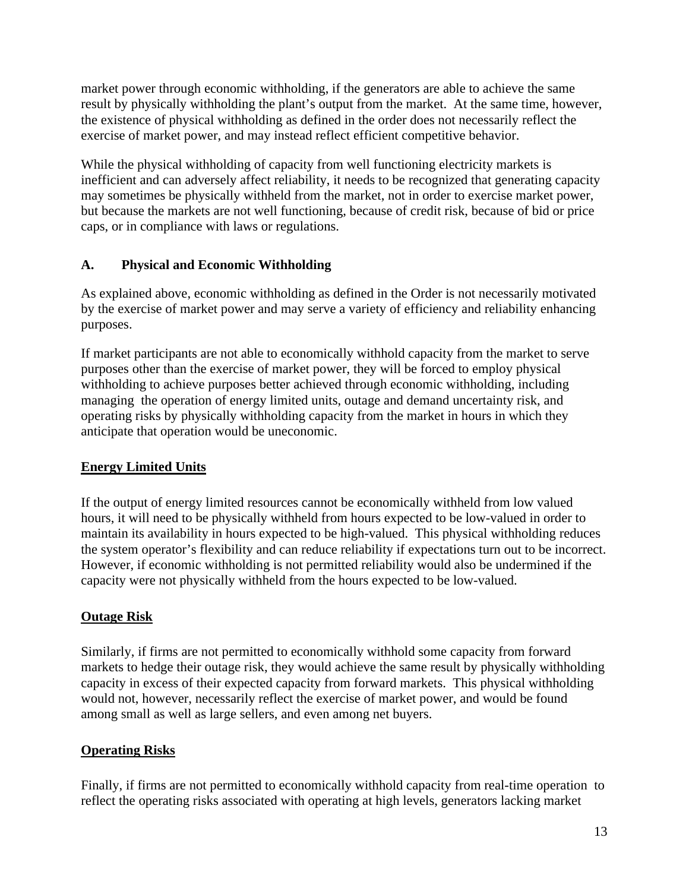market power through economic withholding, if the generators are able to achieve the same result by physically withholding the plant's output from the market. At the same time, however, the existence of physical withholding as defined in the order does not necessarily reflect the exercise of market power, and may instead reflect efficient competitive behavior.

While the physical withholding of capacity from well functioning electricity markets is inefficient and can adversely affect reliability, it needs to be recognized that generating capacity may sometimes be physically withheld from the market, not in order to exercise market power, but because the markets are not well functioning, because of credit risk, because of bid or price caps, or in compliance with laws or regulations.

### A. Physical and Economic Withholding

As explained above, economic withholding as defined in the Order is not necessarily motivated by the exercise of market power and may serve a variety of efficiency and reliability enhancing purposes.

If market participants are not able to economically withhold capacity from the market to serve purposes other than the exercise of market power, they will be forced to employ physical withholding to achieve purposes better achieved through economic withholding, including managing the operation of energy limited units, outage and demand uncertainty risk, and operating risks by physically withholding capacity from the market in hours in which they anticipate that operation would be uneconomic.

#### Energy Limited Units

If the output of energy limited resources cannot be economically withheld from low valued hours, it will need to be physically withheld from hours expected to be low-valued in order to maintain its availability in hours expected to be high-valued. This physical withholding reduces the system operator's flexibility and can reduce reliability if expectations turn out to be incorrect. However, if economic withholding is not permitted reliability would also be undermined if the capacity were not physically withheld from the hours expected to be low-valued.

#### Outage Risk

Similarly, if firms are not permitted to economically withhold some capacity from forward markets to hedge their outage risk, they would achieve the same result by physically withholding capacity in excess of their expected capacity from forward markets. This physical withholding would not, however, necessarily reflect the exercise of market power, and would be found among small as well as large sellers, and even among net buyers.

#### Operating Risks

Finally, if firms are not permitted to economically withhold capacity from real-time operation to reflect the operating risks associated with operating at high levels, generators lacking market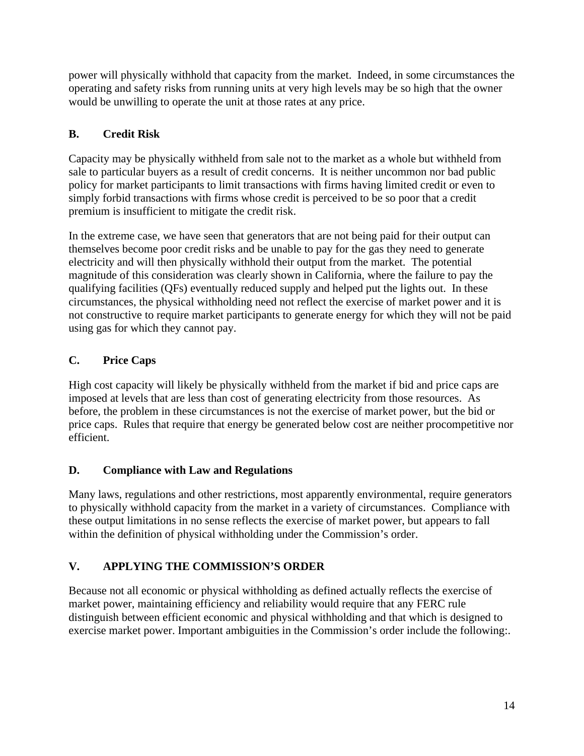power will physically withhold that capacity from the market. Indeed, in some circumstances the operating and safety risks from running units at very high levels may be so high that the owner would be unwilling to operate the unit at those rates at any price.

### B. Credit Risk

Capacity may be physically withheld from sale not to the market as a whole but withheld from sale to particular buyers as a result of credit concerns. It is neither uncommon nor bad public policy for market participants to limit transactions with firms having limited credit or even to simply forbid transactions with firms whose credit is perceived to be so poor that a credit premium is insufficient to mitigate the credit risk.

In the extreme case, we have seen that generators that are not being paid for their output can themselves become poor credit risks and be unable to pay for the gas they need to generate electricity and will then physically withhold their output from the market. The potential magnitude of this consideration was clearly shown in California, where the failure to pay the qualifying facilities (QFs) eventually reduced supply and helped put the lights out. In these circumstances, the physical withholding need not reflect the exercise of market power and it is not constructive to require market participants to generate energy for which they will not be paid using gas for which they cannot pay.

### C. Price Caps

High cost capacity will likely be physically withheld from the market if bid and price caps are imposed at levels that are less than cost of generating electricity from those resources. As before, the problem in these circumstances is not the exercise of market power, but the bid or price caps. Rules that require that energy be generated below cost are neither procompetitive nor efficient.

### D. Compliance with Law and Regulations

Many laws, regulations and other restrictions, most apparently environmental, require generators to physically withhold capacity from the market in a variety of circumstances. Compliance with these output limitations in no sense reflects the exercise of market power, but appears to fall within the definition of physical withholding under the Commission's order.

## V. APPLYING THE COMMISSION'S ORDER

Because not all economic or physical withholding as defined actually reflects the exercise of market power, maintaining efficiency and reliability would require that any FERC rule distinguish between efficient economic and physical withholding and that which is designed to exercise market power. Important ambiguities in the Commission's order include the following:.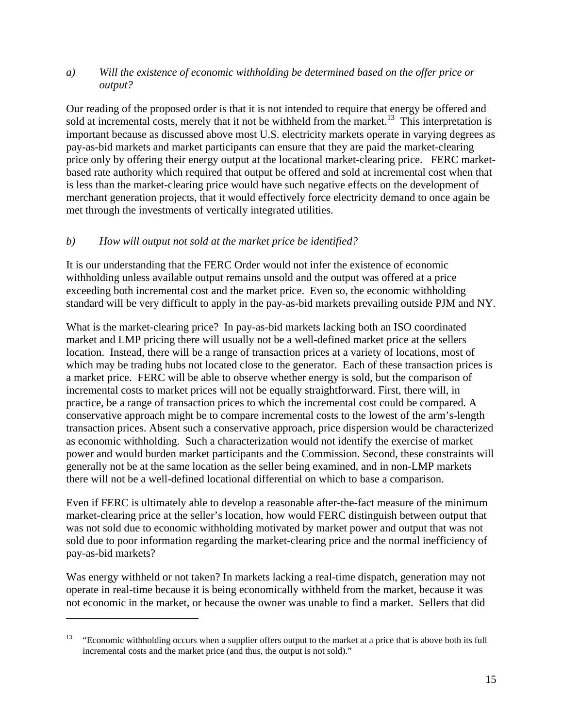*a) Will the existence of economic withholding be determined based on the offer price or output?*

Our reading of the proposed order is that it is not intended to require that energy be offered and sold at incremental costs, merely that it not be withheld from the market.[13] This interpretation is important because as discussed above most U.S. electricity markets operate in varying degrees as pay-as-bid markets and market participants can ensure that they are paid the market-clearing price only by offering their energy output at the locational market-clearing price. FERC market-based rate authority which required that output be offered and sold at incremental cost when that is less than the market-clearing price would have such negative effects on the development of merchant generation projects, that it would effectively force electricity demand to once again be met through the investments of vertically integrated utilities.

*b) How will output not sold at the market price be identified?*

It is our understanding that the FERC Order would not infer the existence of economic withholding unless available output remains unsold and the output was offered at a price exceeding both incremental cost and the market price. Even so, the economic withholding standard will be very difficult to apply in the pay-as-bid markets prevailing outside PJM and NY.

What is the market-clearing price? In pay-as-bid markets lacking both an ISO coordinated market and LMP pricing there will usually not be a well-defined market price at the sellers location. Instead, there will be a range of transaction prices at a variety of locations, most of which may be trading hubs not located close to the generator. Each of these transaction prices is a market price. FERC will be able to observe whether energy is sold, but the comparison of incremental costs to market prices will not be equally straightforward. First, there will, in practice, be a range of transaction prices to which the incremental cost could be compared. A conservative approach might be to compare incremental costs to the lowest of the arm's-length transaction prices. Absent such a conservative approach, price dispersion would be characterized as economic withholding. Such a characterization would not identify the exercise of market power and would burden market participants and the Commission. Second, these constraints will generally not be at the same location as the seller being examined, and in non-LMP markets there will not be a well-defined locational differential on which to base a comparison.

Even if FERC is ultimately able to develop a reasonable after-the-fact measure of the minimum market-clearing price at the seller's location, how would FERC distinguish between output that was not sold due to economic withholding motivated by market power and output that was not sold due to poor information regarding the market-clearing price and the normal inefficiency of pay-as-bid markets?

Was energy withheld or not taken? In markets lacking a real-time dispatch, generation may not operate in real-time because it is being economically withheld from the market, because it was not economic in the market, or because the owner was unable to find a market. Sellers that did

[13] "Economic withholding occurs when a supplier offers output to the market at a price that is above both its full incremental costs and the market price (and thus, the output is not sold)."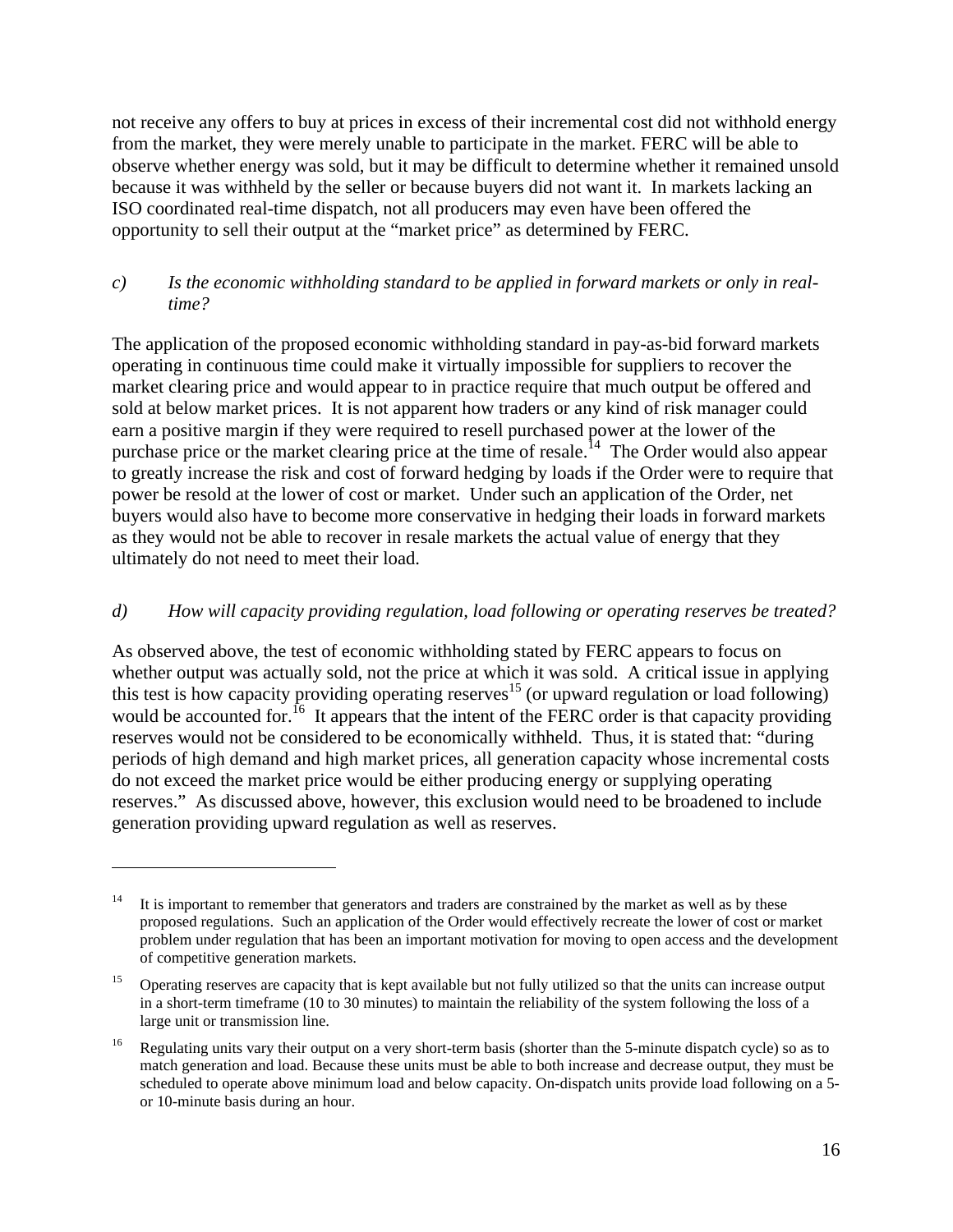not receive any offers to buy at prices in excess of their incremental cost did not withhold energy from the market, they were merely unable to participate in the market. FERC will be able to observe whether energy was sold, but it may be difficult to determine whether it remained unsold because it was withheld by the seller or because buyers did not want it. In markets lacking an ISO coordinated real-time dispatch, not all producers may even have been offered the opportunity to sell their output at the "market price" as determined by FERC.

*c) Is the economic withholding standard to be applied in forward markets or only in real-time?*

The application of the proposed economic withholding standard in pay-as-bid forward markets operating in continuous time could make it virtually impossible for suppliers to recover the market clearing price and would appear to in practice require that much output be offered and sold at below market prices. It is not apparent how traders or any kind of risk manager could earn a positive margin if they were required to resell purchased power at the lower of the purchase price or the market clearing price at the time of resale.[14] The Order would also appear to greatly increase the risk and cost of forward hedging by loads if the Order were to require that power be resold at the lower of cost or market. Under such an application of the Order, net buyers would also have to become more conservative in hedging their loads in forward markets as they would not be able to recover in resale markets the actual value of energy that they ultimately do not need to meet their load.

*d) How will capacity providing regulation, load following or operating reserves be treated?*

As observed above, the test of economic withholding stated by FERC appears to focus on whether output was actually sold, not the price at which it was sold. A critical issue in applying this test is how capacity providing operating reserves[15] (or upward regulation or load following) would be accounted for.[16] It appears that the intent of the FERC order is that capacity providing reserves would not be considered to be economically withheld. Thus, it is stated that: "during periods of high demand and high market prices, all generation capacity whose incremental costs do not exceed the market price would be either producing energy or supplying operating reserves." As discussed above, however, this exclusion would need to be broadened to include generation providing upward regulation as well as reserves.

---

[14] It is important to remember that generators and traders are constrained by the market as well as by these proposed regulations. Such an application of the Order would effectively recreate the lower of cost or market problem under regulation that has been an important motivation for moving to open access and the development of competitive generation markets.

[15] Operating reserves are capacity that is kept available but not fully utilized so that the units can increase output in a short-term timeframe (10 to 30 minutes) to maintain the reliability of the system following the loss of a large unit or transmission line.

[16] Regulating units vary their output on a very short-term basis (shorter than the 5-minute dispatch cycle) so as to match generation and load. Because these units must be able to both increase and decrease output, they must be scheduled to operate above minimum load and below capacity. On-dispatch units provide load following on a 5- or 10-minute basis during an hour.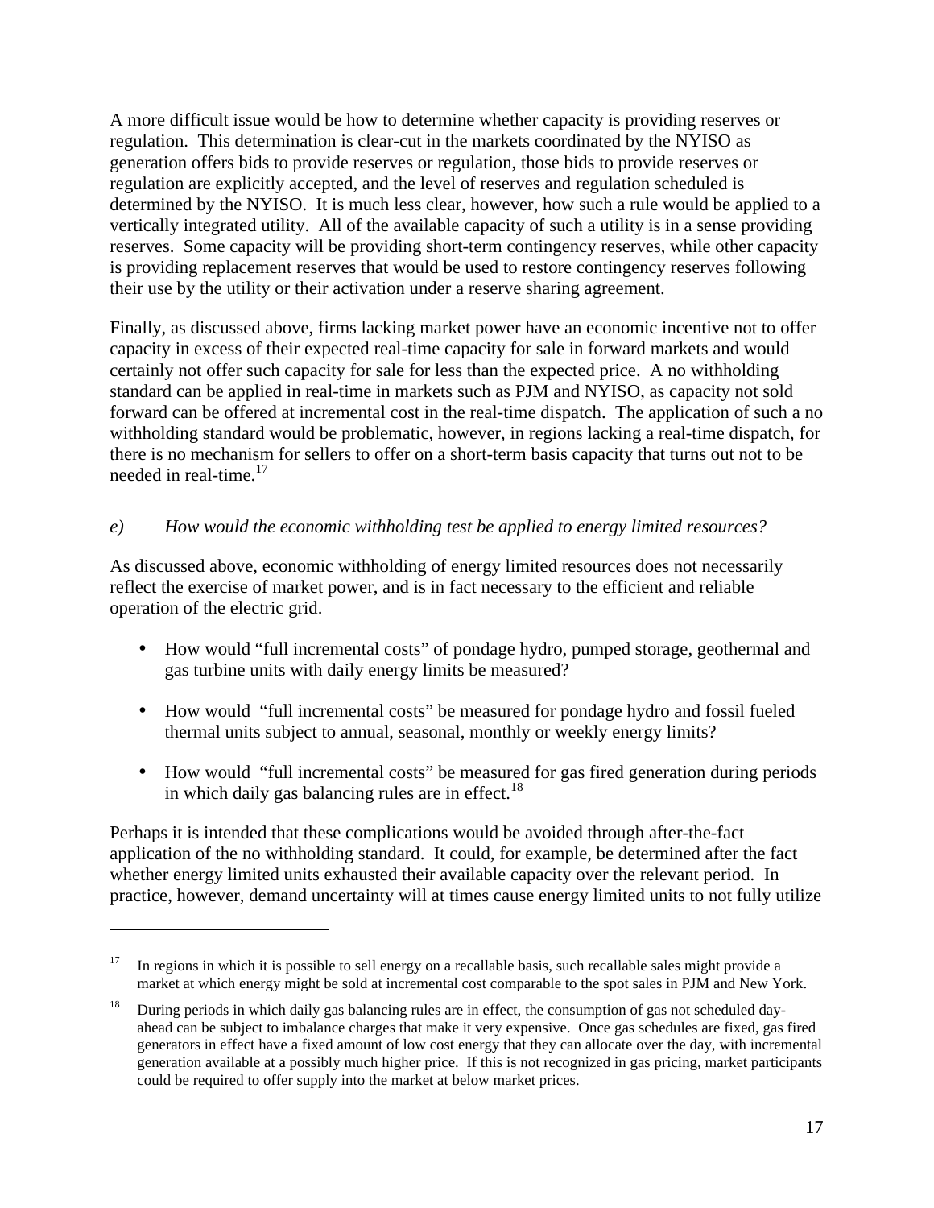A more difficult issue would be how to determine whether capacity is providing reserves or regulation. This determination is clear-cut in the markets coordinated by the NYISO as generation offers bids to provide reserves or regulation, those bids to provide reserves or regulation are explicitly accepted, and the level of reserves and regulation scheduled is determined by the NYISO. It is much less clear, however, how such a rule would be applied to a vertically integrated utility. All of the available capacity of such a utility is in a sense providing reserves. Some capacity will be providing short-term contingency reserves, while other capacity is providing replacement reserves that would be used to restore contingency reserves following their use by the utility or their activation under a reserve sharing agreement.

Finally, as discussed above, firms lacking market power have an economic incentive not to offer capacity in excess of their expected real-time capacity for sale in forward markets and would certainly not offer such capacity for sale for less than the expected price. A no withholding standard can be applied in real-time in markets such as PJM and NYISO, as capacity not sold forward can be offered at incremental cost in the real-time dispatch. The application of such a no withholding standard would be problematic, however, in regions lacking a real-time dispatch, for there is no mechanism for sellers to offer on a short-term basis capacity that turns out not to be needed in real-time.[17]

*e) How would the economic withholding test be applied to energy limited resources?*

As discussed above, economic withholding of energy limited resources does not necessarily reflect the exercise of market power, and is in fact necessary to the efficient and reliable operation of the electric grid.

- How would "full incremental costs" of pondage hydro, pumped storage, geothermal and gas turbine units with daily energy limits be measured?
- How would "full incremental costs" be measured for pondage hydro and fossil fueled thermal units subject to annual, seasonal, monthly or weekly energy limits?
- How would "full incremental costs" be measured for gas fired generation during periods in which daily gas balancing rules are in effect.[18]

Perhaps it is intended that these complications would be avoided through after-the-fact application of the no withholding standard. It could, for example, be determined after the fact whether energy limited units exhausted their available capacity over the relevant period. In practice, however, demand uncertainty will at times cause energy limited units to not fully utilize

---

[17] In regions in which it is possible to sell energy on a recallable basis, such recallable sales might provide a market at which energy might be sold at incremental cost comparable to the spot sales in PJM and New York.

[18] During periods in which daily gas balancing rules are in effect, the consumption of gas not scheduled day-ahead can be subject to imbalance charges that make it very expensive. Once gas schedules are fixed, gas fired generators in effect have a fixed amount of low cost energy that they can allocate over the day, with incremental generation available at a possibly much higher price. If this is not recognized in gas pricing, market participants could be required to offer supply into the market at below market prices.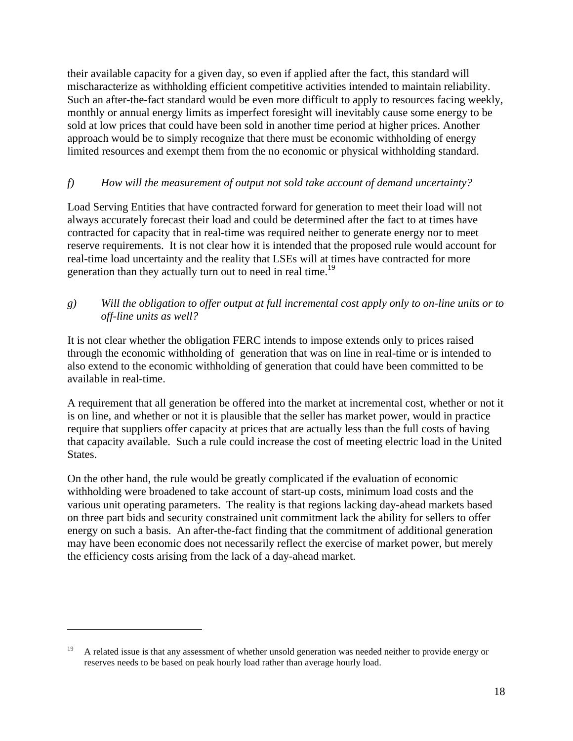their available capacity for a given day, so even if applied after the fact, this standard will mischaracterize as withholding efficient competitive activities intended to maintain reliability. Such an after-the-fact standard would be even more difficult to apply to resources facing weekly, monthly or annual energy limits as imperfect foresight will inevitably cause some energy to be sold at low prices that could have been sold in another time period at higher prices. Another approach would be to simply recognize that there must be economic withholding of energy limited resources and exempt them from the no economic or physical withholding standard.

*f) How will the measurement of output not sold take account of demand uncertainty?*

Load Serving Entities that have contracted forward for generation to meet their load will not always accurately forecast their load and could be determined after the fact to at times have contracted for capacity that in real-time was required neither to generate energy nor to meet reserve requirements. It is not clear how it is intended that the proposed rule would account for real-time load uncertainty and the reality that LSEs will at times have contracted for more generation than they actually turn out to need in real time.[19]

*g) Will the obligation to offer output at full incremental cost apply only to on-line units or to off-line units as well?*

It is not clear whether the obligation FERC intends to impose extends only to prices raised through the economic withholding of generation that was on line in real-time or is intended to also extend to the economic withholding of generation that could have been committed to be available in real-time.

A requirement that all generation be offered into the market at incremental cost, whether or not it is on line, and whether or not it is plausible that the seller has market power, would in practice require that suppliers offer capacity at prices that are actually less than the full costs of having that capacity available. Such a rule could increase the cost of meeting electric load in the United States.

On the other hand, the rule would be greatly complicated if the evaluation of economic withholding were broadened to take account of start-up costs, minimum load costs and the various unit operating parameters. The reality is that regions lacking day-ahead markets based on three part bids and security constrained unit commitment lack the ability for sellers to offer energy on such a basis. An after-the-fact finding that the commitment of additional generation may have been economic does not necessarily reflect the exercise of market power, but merely the efficiency costs arising from the lack of a day-ahead market.

---

[19] A related issue is that any assessment of whether unsold generation was needed neither to provide energy or reserves needs to be based on peak hourly load rather than average hourly load.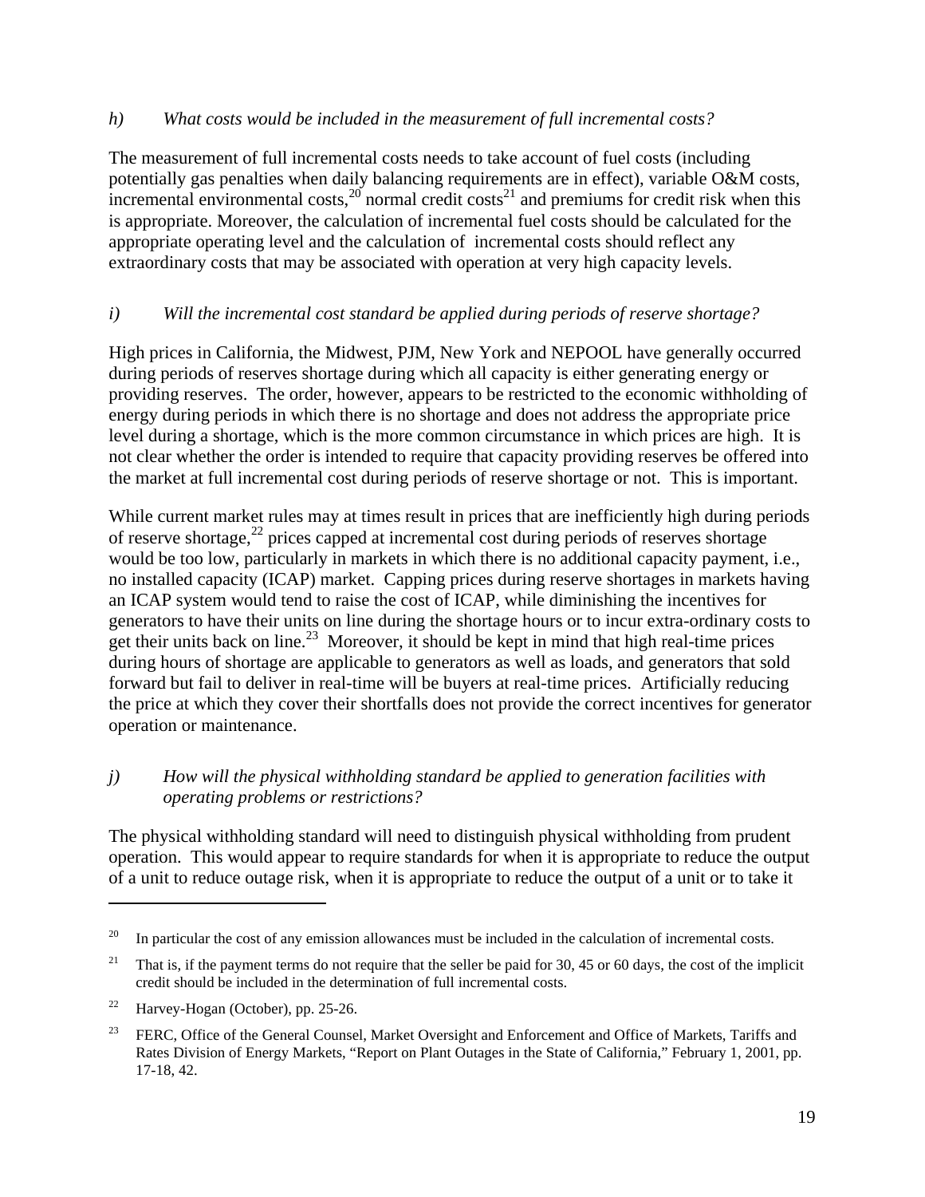*h) What costs would be included in the measurement of full incremental costs?*

The measurement of full incremental costs needs to take account of fuel costs (including potentially gas penalties when daily balancing requirements are in effect), variable O&M costs, incremental environmental costs,[20] normal credit costs[21] and premiums for credit risk when this is appropriate. Moreover, the calculation of incremental fuel costs should be calculated for the appropriate operating level and the calculation of incremental costs should reflect any extraordinary costs that may be associated with operation at very high capacity levels.

*i) Will the incremental cost standard be applied during periods of reserve shortage?*

High prices in California, the Midwest, PJM, New York and NEPOOL have generally occurred during periods of reserves shortage during which all capacity is either generating energy or providing reserves. The order, however, appears to be restricted to the economic withholding of energy during periods in which there is no shortage and does not address the appropriate price level during a shortage, which is the more common circumstance in which prices are high. It is not clear whether the order is intended to require that capacity providing reserves be offered into the market at full incremental cost during periods of reserve shortage or not. This is important.

While current market rules may at times result in prices that are inefficiently high during periods of reserve shortage,[22] prices capped at incremental cost during periods of reserves shortage would be too low, particularly in markets in which there is no additional capacity payment, i.e., no installed capacity (ICAP) market. Capping prices during reserve shortages in markets having an ICAP system would tend to raise the cost of ICAP, while diminishing the incentives for generators to have their units on line during the shortage hours or to incur extra-ordinary costs to get their units back on line.[23] Moreover, it should be kept in mind that high real-time prices during hours of shortage are applicable to generators as well as loads, and generators that sold forward but fail to deliver in real-time will be buyers at real-time prices. Artificially reducing the price at which they cover their shortfalls does not provide the correct incentives for generator operation or maintenance.

*j) How will the physical withholding standard be applied to generation facilities with operating problems or restrictions?*

The physical withholding standard will need to distinguish physical withholding from prudent operation. This would appear to require standards for when it is appropriate to reduce the output of a unit to reduce outage risk, when it is appropriate to reduce the output of a unit or to take it

---

[20] In particular the cost of any emission allowances must be included in the calculation of incremental costs.

[21] That is, if the payment terms do not require that the seller be paid for 30, 45 or 60 days, the cost of the implicit credit should be included in the determination of full incremental costs.

[22] Harvey-Hogan (October), pp. 25-26.

[23] FERC, Office of the General Counsel, Market Oversight and Enforcement and Office of Markets, Tariffs and Rates Division of Energy Markets, "Report on Plant Outages in the State of California," February 1, 2001, pp. 17-18, 42.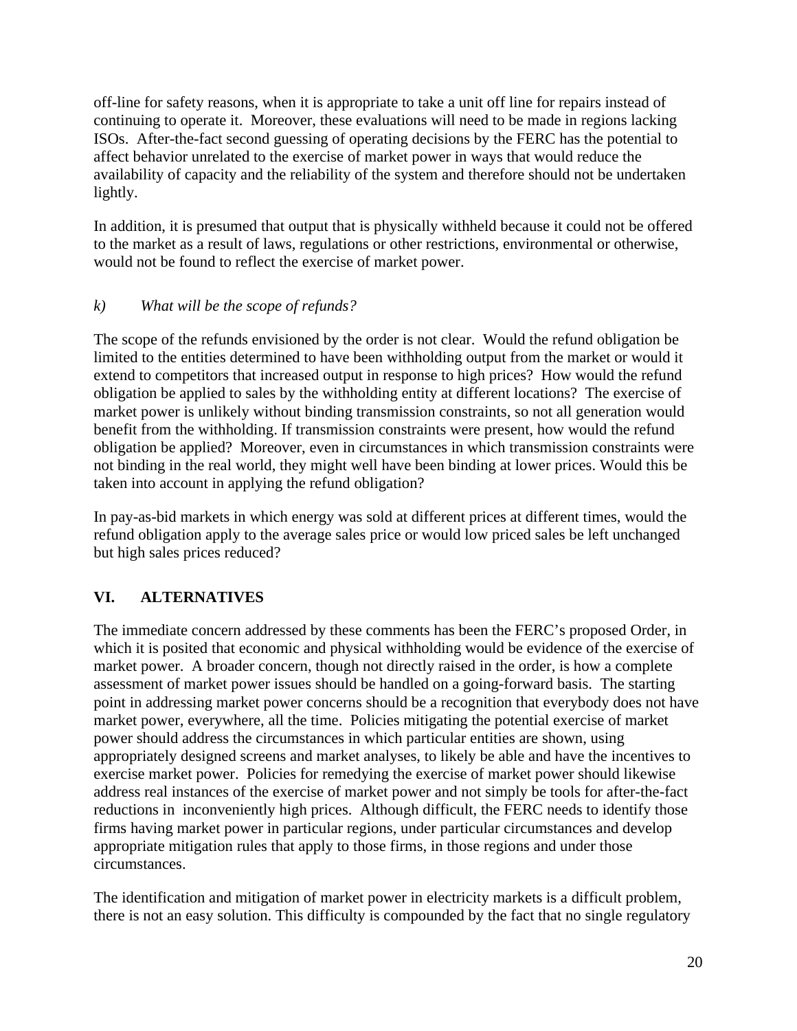off-line for safety reasons, when it is appropriate to take a unit off line for repairs instead of continuing to operate it. Moreover, these evaluations will need to be made in regions lacking ISOs. After-the-fact second guessing of operating decisions by the FERC has the potential to affect behavior unrelated to the exercise of market power in ways that would reduce the availability of capacity and the reliability of the system and therefore should not be undertaken lightly.

In addition, it is presumed that output that is physically withheld because it could not be offered to the market as a result of laws, regulations or other restrictions, environmental or otherwise, would not be found to reflect the exercise of market power.

*k) What will be the scope of refunds?*

The scope of the refunds envisioned by the order is not clear. Would the refund obligation be limited to the entities determined to have been withholding output from the market or would it extend to competitors that increased output in response to high prices? How would the refund obligation be applied to sales by the withholding entity at different locations? The exercise of market power is unlikely without binding transmission constraints, so not all generation would benefit from the withholding. If transmission constraints were present, how would the refund obligation be applied? Moreover, even in circumstances in which transmission constraints were not binding in the real world, they might well have been binding at lower prices. Would this be taken into account in applying the refund obligation?

In pay-as-bid markets in which energy was sold at different prices at different times, would the refund obligation apply to the average sales price or would low priced sales be left unchanged but high sales prices reduced?

## VI. ALTERNATIVES

The immediate concern addressed by these comments has been the FERC's proposed Order, in which it is posited that economic and physical withholding would be evidence of the exercise of market power. A broader concern, though not directly raised in the order, is how a complete assessment of market power issues should be handled on a going-forward basis. The starting point in addressing market power concerns should be a recognition that everybody does not have market power, everywhere, all the time. Policies mitigating the potential exercise of market power should address the circumstances in which particular entities are shown, using appropriately designed screens and market analyses, to likely be able and have the incentives to exercise market power. Policies for remedying the exercise of market power should likewise address real instances of the exercise of market power and not simply be tools for after-the-fact reductions in inconveniently high prices. Although difficult, the FERC needs to identify those firms having market power in particular regions, under particular circumstances and develop appropriate mitigation rules that apply to those firms, in those regions and under those circumstances.

The identification and mitigation of market power in electricity markets is a difficult problem, there is not an easy solution. This difficulty is compounded by the fact that no single regulatory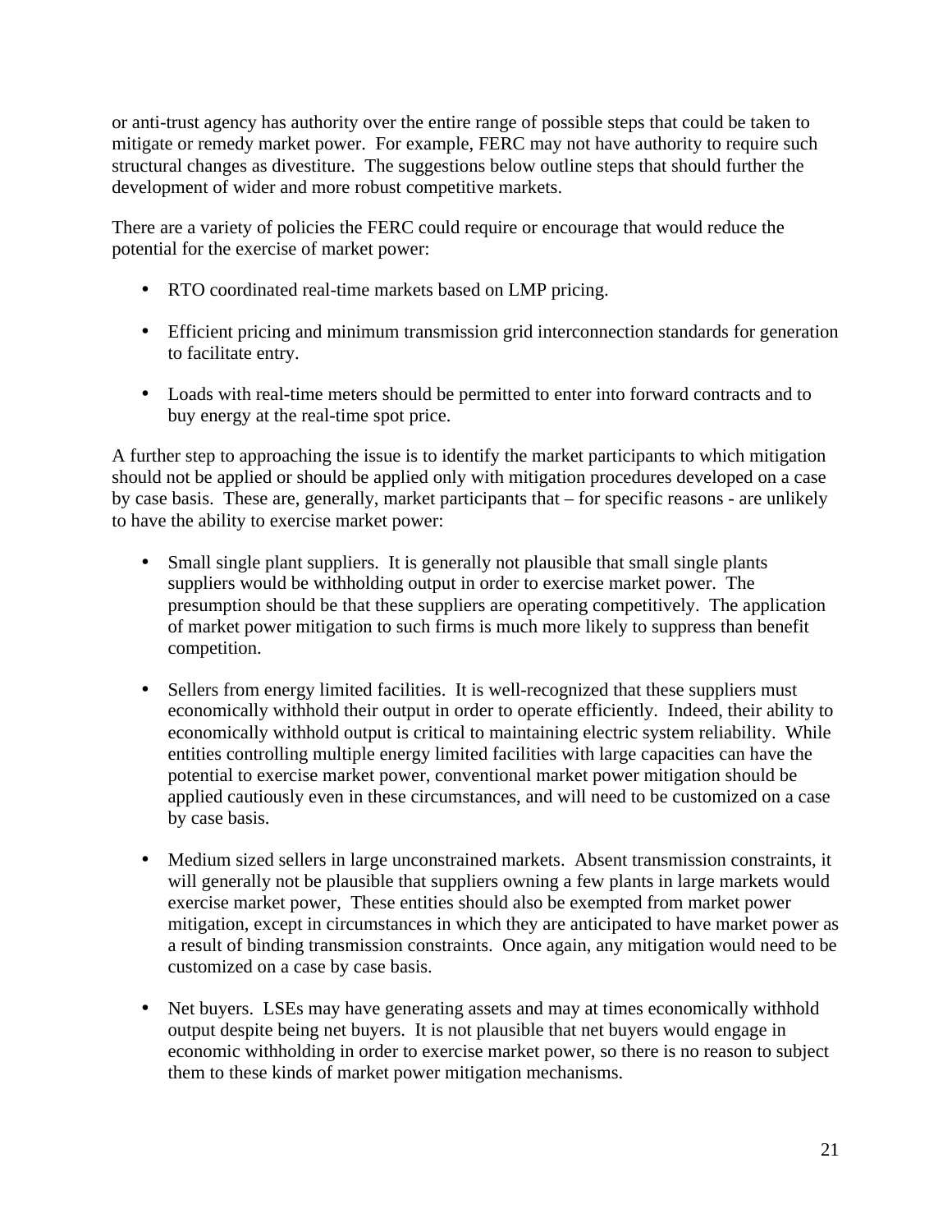or anti-trust agency has authority over the entire range of possible steps that could be taken to mitigate or remedy market power. For example, FERC may not have authority to require such structural changes as divestiture. The suggestions below outline steps that should further the development of wider and more robust competitive markets.

There are a variety of policies the FERC could require or encourage that would reduce the potential for the exercise of market power:

- RTO coordinated real-time markets based on LMP pricing.
- Efficient pricing and minimum transmission grid interconnection standards for generation to facilitate entry.
- Loads with real-time meters should be permitted to enter into forward contracts and to buy energy at the real-time spot price.

A further step to approaching the issue is to identify the market participants to which mitigation should not be applied or should be applied only with mitigation procedures developed on a case by case basis. These are, generally, market participants that – for specific reasons - are unlikely to have the ability to exercise market power:

- Small single plant suppliers. It is generally not plausible that small single plants suppliers would be withholding output in order to exercise market power. The presumption should be that these suppliers are operating competitively. The application of market power mitigation to such firms is much more likely to suppress than benefit competition.
- Sellers from energy limited facilities. It is well-recognized that these suppliers must economically withhold their output in order to operate efficiently. Indeed, their ability to economically withhold output is critical to maintaining electric system reliability. While entities controlling multiple energy limited facilities with large capacities can have the potential to exercise market power, conventional market power mitigation should be applied cautiously even in these circumstances, and will need to be customized on a case by case basis.
- Medium sized sellers in large unconstrained markets. Absent transmission constraints, it will generally not be plausible that suppliers owning a few plants in large markets would exercise market power, These entities should also be exempted from market power mitigation, except in circumstances in which they are anticipated to have market power as a result of binding transmission constraints. Once again, any mitigation would need to be customized on a case by case basis.
- Net buyers. LSEs may have generating assets and may at times economically withhold output despite being net buyers. It is not plausible that net buyers would engage in economic withholding in order to exercise market power, so there is no reason to subject them to these kinds of market power mitigation mechanisms.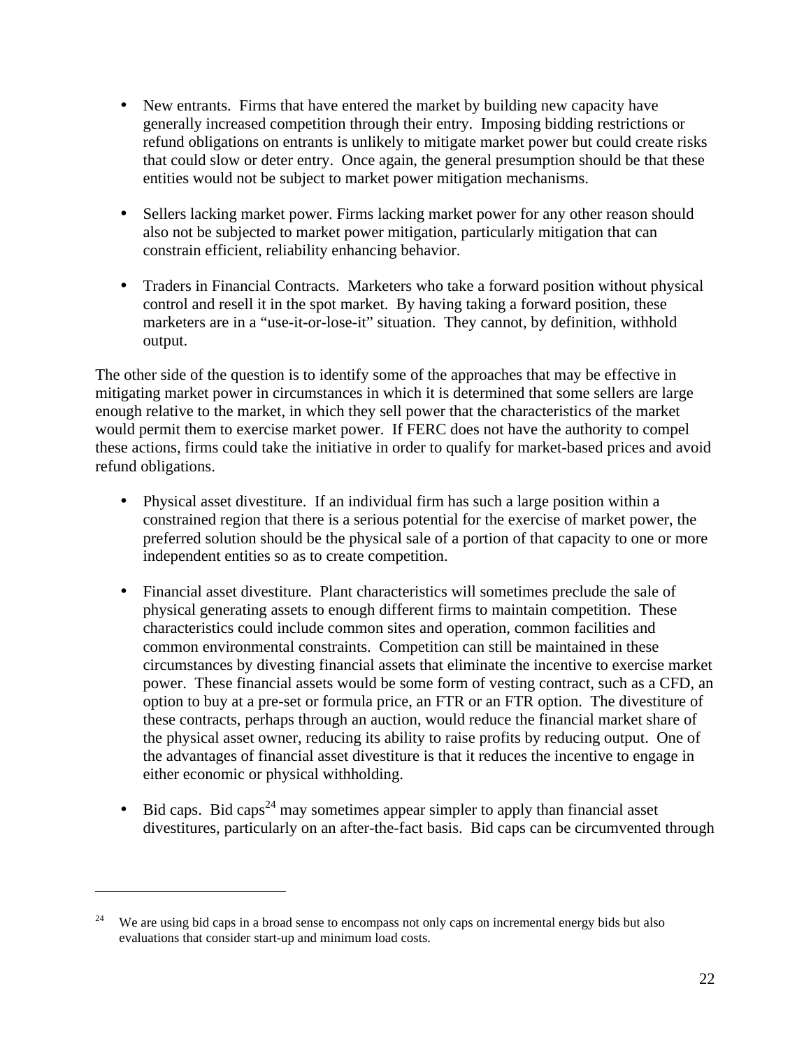- New entrants. Firms that have entered the market by building new capacity have generally increased competition through their entry. Imposing bidding restrictions or refund obligations on entrants is unlikely to mitigate market power but could create risks that could slow or deter entry. Once again, the general presumption should be that these entities would not be subject to market power mitigation mechanisms.

- Sellers lacking market power. Firms lacking market power for any other reason should also not be subjected to market power mitigation, particularly mitigation that can constrain efficient, reliability enhancing behavior.

- Traders in Financial Contracts. Marketers who take a forward position without physical control and resell it in the spot market. By having taking a forward position, these marketers are in a "use-it-or-lose-it" situation. They cannot, by definition, withhold output.

The other side of the question is to identify some of the approaches that may be effective in mitigating market power in circumstances in which it is determined that some sellers are large enough relative to the market, in which they sell power that the characteristics of the market would permit them to exercise market power. If FERC does not have the authority to compel these actions, firms could take the initiative in order to qualify for market-based prices and avoid refund obligations.

- Physical asset divestiture. If an individual firm has such a large position within a constrained region that there is a serious potential for the exercise of market power, the preferred solution should be the physical sale of a portion of that capacity to one or more independent entities so as to create competition.

- Financial asset divestiture. Plant characteristics will sometimes preclude the sale of physical generating assets to enough different firms to maintain competition. These characteristics could include common sites and operation, common facilities and common environmental constraints. Competition can still be maintained in these circumstances by divesting financial assets that eliminate the incentive to exercise market power. These financial assets would be some form of vesting contract, such as a CFD, an option to buy at a pre-set or formula price, an FTR or an FTR option. The divestiture of these contracts, perhaps through an auction, would reduce the financial market share of the physical asset owner, reducing its ability to raise profits by reducing output. One of the advantages of financial asset divestiture is that it reduces the incentive to engage in either economic or physical withholding.

- Bid caps. Bid caps[24] may sometimes appear simpler to apply than financial asset divestitures, particularly on an after-the-fact basis. Bid caps can be circumvented through

---

[24] We are using bid caps in a broad sense to encompass not only caps on incremental energy bids but also evaluations that consider start-up and minimum load costs.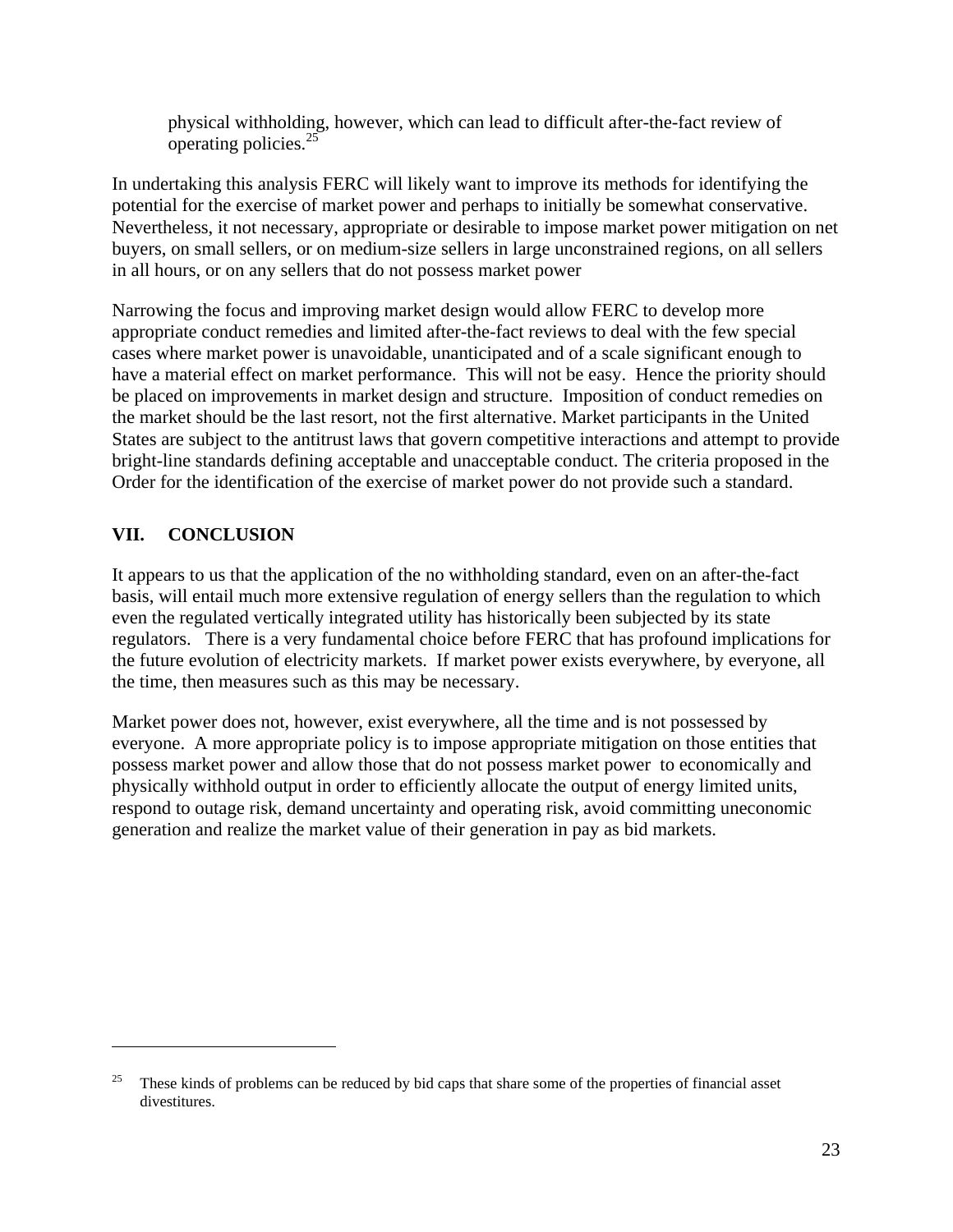physical withholding, however, which can lead to difficult after-the-fact review of operating policies.[25]

In undertaking this analysis FERC will likely want to improve its methods for identifying the potential for the exercise of market power and perhaps to initially be somewhat conservative. Nevertheless, it not necessary, appropriate or desirable to impose market power mitigation on net buyers, on small sellers, or on medium-size sellers in large unconstrained regions, on all sellers in all hours, or on any sellers that do not possess market power

Narrowing the focus and improving market design would allow FERC to develop more appropriate conduct remedies and limited after-the-fact reviews to deal with the few special cases where market power is unavoidable, unanticipated and of a scale significant enough to have a material effect on market performance. This will not be easy. Hence the priority should be placed on improvements in market design and structure. Imposition of conduct remedies on the market should be the last resort, not the first alternative. Market participants in the United States are subject to the antitrust laws that govern competitive interactions and attempt to provide bright-line standards defining acceptable and unacceptable conduct. The criteria proposed in the Order for the identification of the exercise of market power do not provide such a standard.

## VII. CONCLUSION

It appears to us that the application of the no withholding standard, even on an after-the-fact basis, will entail much more extensive regulation of energy sellers than the regulation to which even the regulated vertically integrated utility has historically been subjected by its state regulators. There is a very fundamental choice before FERC that has profound implications for the future evolution of electricity markets. If market power exists everywhere, by everyone, all the time, then measures such as this may be necessary.

Market power does not, however, exist everywhere, all the time and is not possessed by everyone. A more appropriate policy is to impose appropriate mitigation on those entities that possess market power and allow those that do not possess market power to economically and physically withhold output in order to efficiently allocate the output of energy limited units, respond to outage risk, demand uncertainty and operating risk, avoid committing uneconomic generation and realize the market value of their generation in pay as bid markets.

[25] These kinds of problems can be reduced by bid caps that share some of the properties of financial asset divestitures.